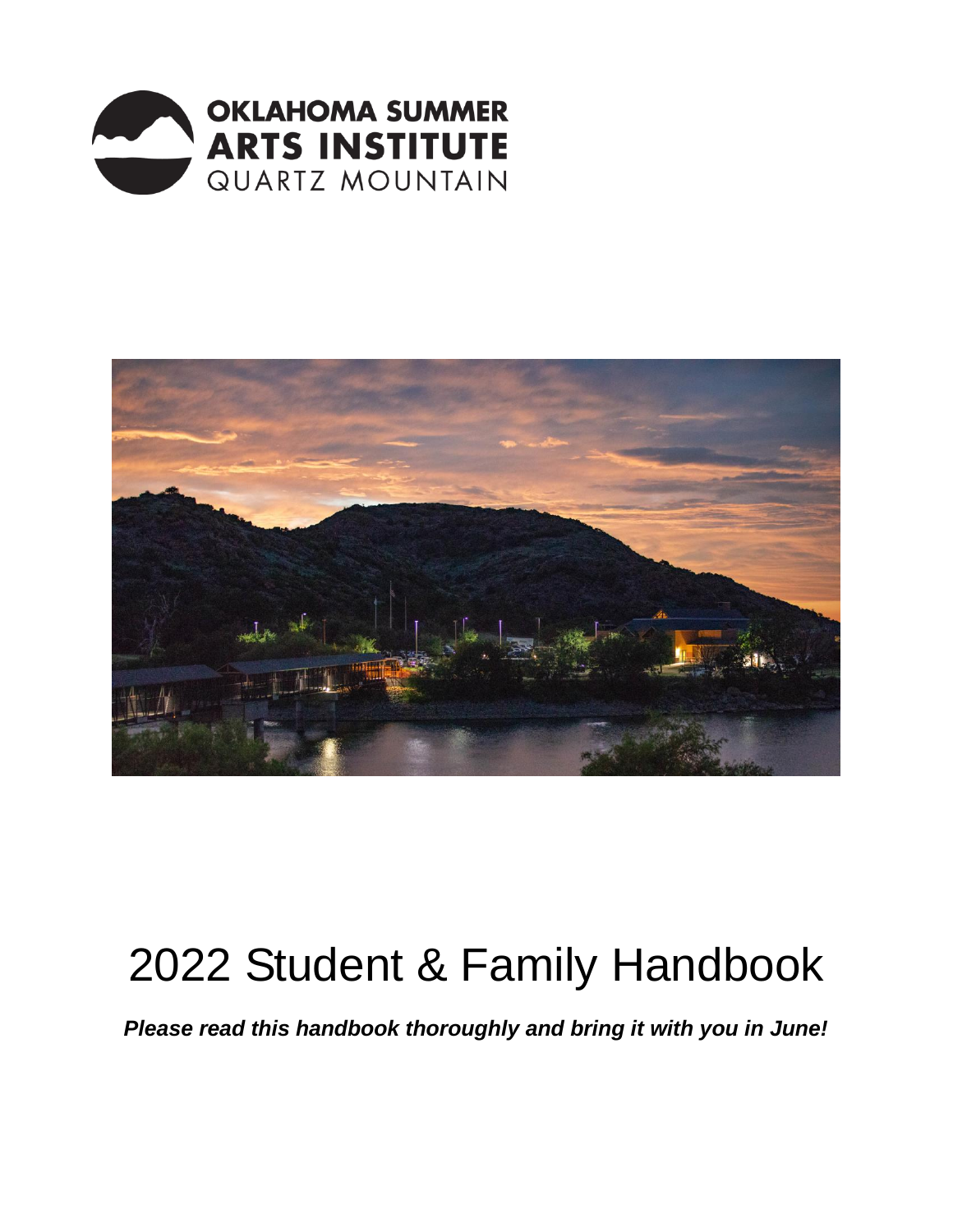OKLAHOMA SUMMER
**ARTS INSTITUTE**
QUARTZ MOUNTAIN

# 2022 Student & Family Handbook

***Please read this handbook thoroughly and bring it with you in June!***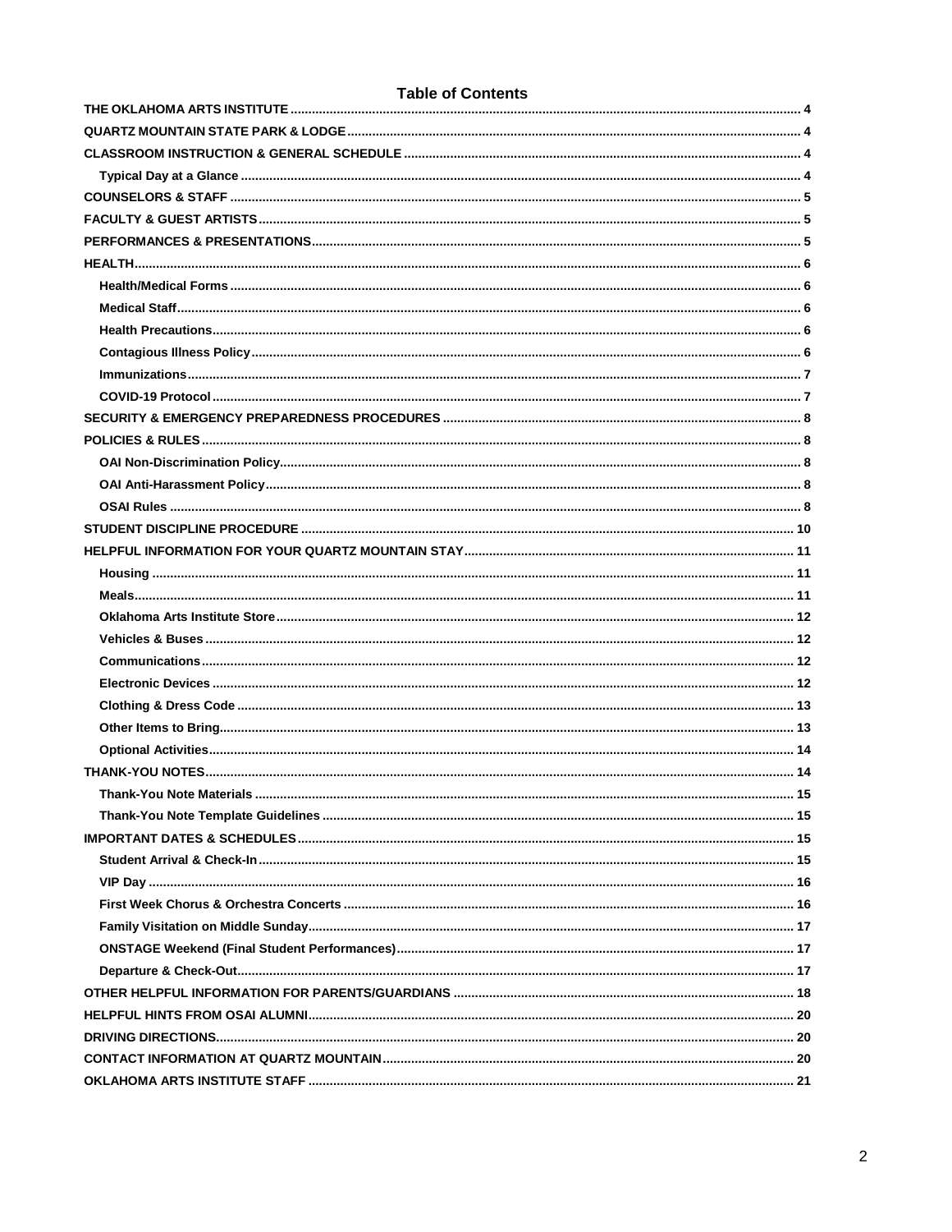# Table of Contents

- THE OKLAHOMA ARTS INSTITUTE ..... 4
- QUARTZ MOUNTAIN STATE PARK & LODGE ..... 4
- CLASSROOM INSTRUCTION & GENERAL SCHEDULE ..... 4
  - Typical Day at a Glance ..... 4
- COUNSELORS & STAFF ..... 5
- FACULTY & GUEST ARTISTS ..... 5
- PERFORMANCES & PRESENTATIONS ..... 5
- HEALTH ..... 6
  - Health/Medical Forms ..... 6
  - Medical Staff ..... 6
  - Health Precautions ..... 6
  - Contagious Illness Policy ..... 6
  - Immunizations ..... 7
  - COVID-19 Protocol ..... 7
- SECURITY & EMERGENCY PREPAREDNESS PROCEDURES ..... 8
- POLICIES & RULES ..... 8
  - OAI Non-Discrimination Policy ..... 8
  - OAI Anti-Harassment Policy ..... 8
  - OSAI Rules ..... 8
- STUDENT DISCIPLINE PROCEDURE ..... 10
- HELPFUL INFORMATION FOR YOUR QUARTZ MOUNTAIN STAY ..... 11
  - Housing ..... 11
  - Meals ..... 11
  - Oklahoma Arts Institute Store ..... 12
  - Vehicles & Buses ..... 12
  - Communications ..... 12
  - Electronic Devices ..... 12
  - Clothing & Dress Code ..... 13
  - Other Items to Bring ..... 13
  - Optional Activities ..... 14
- THANK-YOU NOTES ..... 14
  - Thank-You Note Materials ..... 15
  - Thank-You Note Template Guidelines ..... 15
- IMPORTANT DATES & SCHEDULES ..... 15
  - Student Arrival & Check-In ..... 15
  - VIP Day ..... 16
  - First Week Chorus & Orchestra Concerts ..... 16
  - Family Visitation on Middle Sunday ..... 17
  - ONSTAGE Weekend (Final Student Performances) ..... 17
  - Departure & Check-Out ..... 17
- OTHER HELPFUL INFORMATION FOR PARENTS/GUARDIANS ..... 18
- HELPFUL HINTS FROM OSAI ALUMNI ..... 20
- DRIVING DIRECTIONS ..... 20
- CONTACT INFORMATION AT QUARTZ MOUNTAIN ..... 20
- OKLAHOMA ARTS INSTITUTE STAFF ..... 21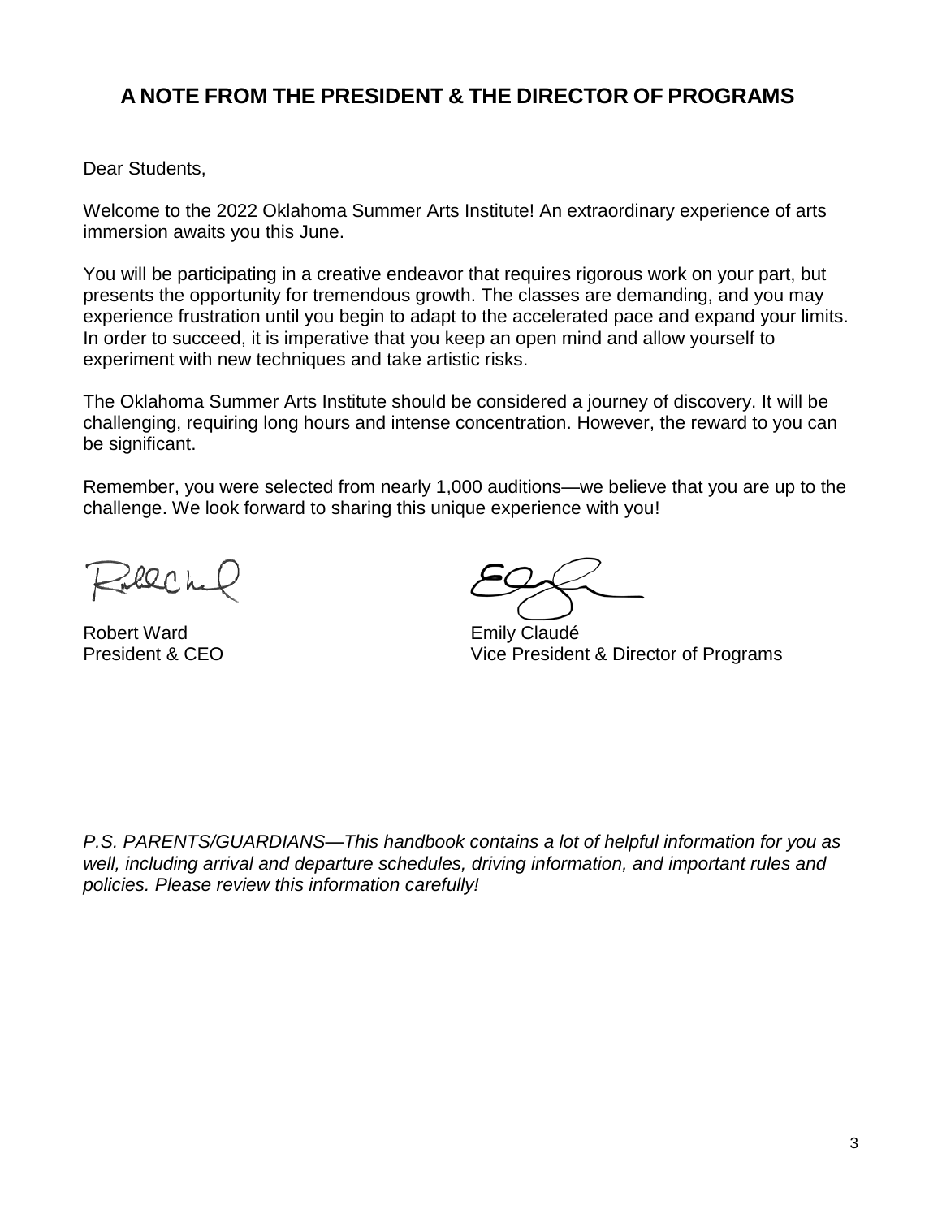## A NOTE FROM THE PRESIDENT & THE DIRECTOR OF PROGRAMS

Dear Students,

Welcome to the 2022 Oklahoma Summer Arts Institute! An extraordinary experience of arts immersion awaits you this June.

You will be participating in a creative endeavor that requires rigorous work on your part, but presents the opportunity for tremendous growth. The classes are demanding, and you may experience frustration until you begin to adapt to the accelerated pace and expand your limits. In order to succeed, it is imperative that you keep an open mind and allow yourself to experiment with new techniques and take artistic risks.

The Oklahoma Summer Arts Institute should be considered a journey of discovery. It will be challenging, requiring long hours and intense concentration. However, the reward to you can be significant.

Remember, you were selected from nearly 1,000 auditions—we believe that you are up to the challenge. We look forward to sharing this unique experience with you!

Robert Ward
President & CEO

Emily Claudé
Vice President & Director of Programs

*P.S. PARENTS/GUARDIANS—This handbook contains a lot of helpful information for you as well, including arrival and departure schedules, driving information, and important rules and policies. Please review this information carefully!*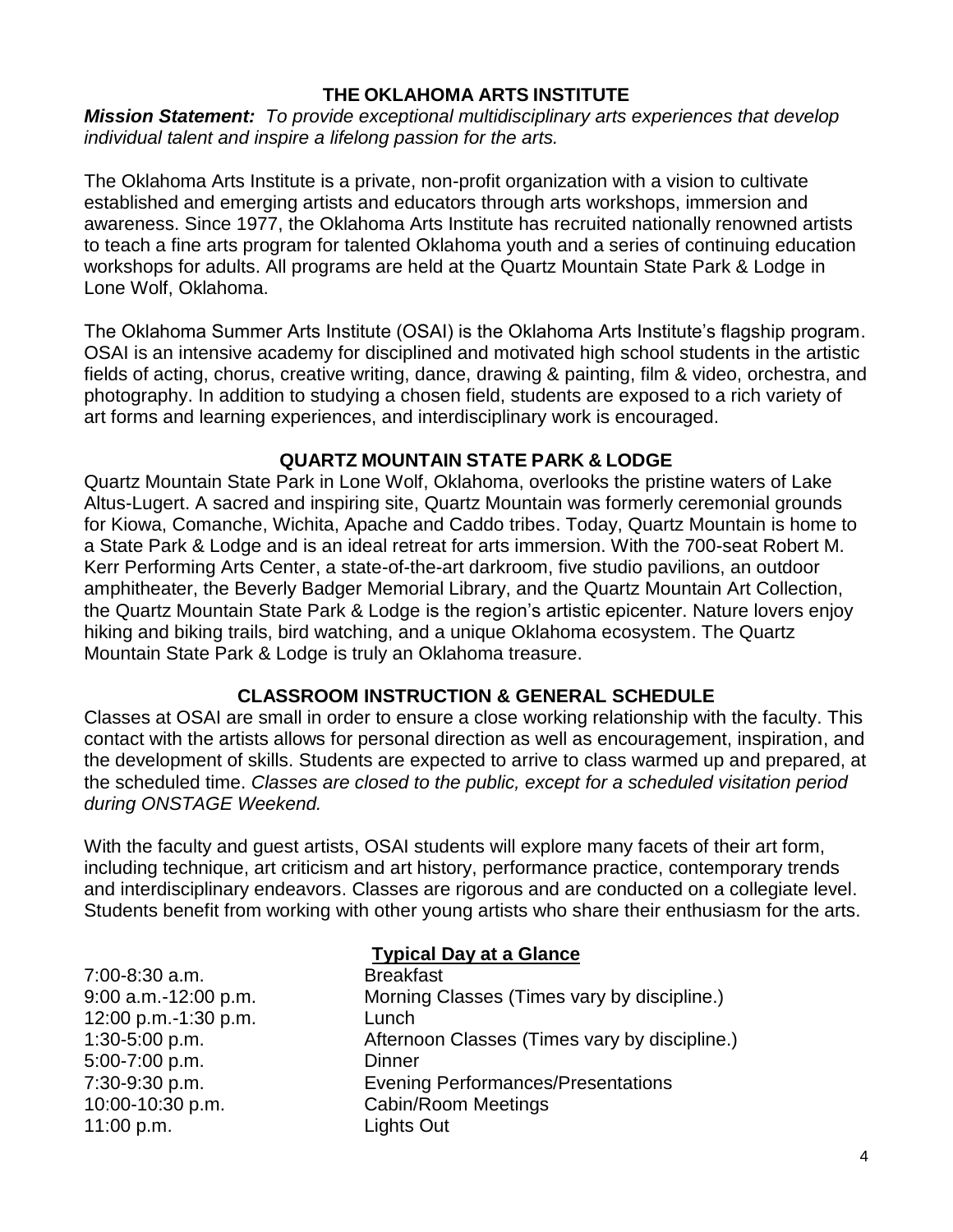## THE OKLAHOMA ARTS INSTITUTE

***Mission Statement:*** *To provide exceptional multidisciplinary arts experiences that develop individual talent and inspire a lifelong passion for the arts.*

The Oklahoma Arts Institute is a private, non-profit organization with a vision to cultivate established and emerging artists and educators through arts workshops, immersion and awareness. Since 1977, the Oklahoma Arts Institute has recruited nationally renowned artists to teach a fine arts program for talented Oklahoma youth and a series of continuing education workshops for adults. All programs are held at the Quartz Mountain State Park & Lodge in Lone Wolf, Oklahoma.

The Oklahoma Summer Arts Institute (OSAI) is the Oklahoma Arts Institute's flagship program. OSAI is an intensive academy for disciplined and motivated high school students in the artistic fields of acting, chorus, creative writing, dance, drawing & painting, film & video, orchestra, and photography. In addition to studying a chosen field, students are exposed to a rich variety of art forms and learning experiences, and interdisciplinary work is encouraged.

## QUARTZ MOUNTAIN STATE PARK & LODGE

Quartz Mountain State Park in Lone Wolf, Oklahoma, overlooks the pristine waters of Lake Altus-Lugert. A sacred and inspiring site, Quartz Mountain was formerly ceremonial grounds for Kiowa, Comanche, Wichita, Apache and Caddo tribes. Today, Quartz Mountain is home to a State Park & Lodge and is an ideal retreat for arts immersion. With the 700-seat Robert M. Kerr Performing Arts Center, a state-of-the-art darkroom, five studio pavilions, an outdoor amphitheater, the Beverly Badger Memorial Library, and the Quartz Mountain Art Collection, the Quartz Mountain State Park & Lodge is the region's artistic epicenter. Nature lovers enjoy hiking and biking trails, bird watching, and a unique Oklahoma ecosystem. The Quartz Mountain State Park & Lodge is truly an Oklahoma treasure.

## CLASSROOM INSTRUCTION & GENERAL SCHEDULE

Classes at OSAI are small in order to ensure a close working relationship with the faculty. This contact with the artists allows for personal direction as well as encouragement, inspiration, and the development of skills. Students are expected to arrive to class warmed up and prepared, at the scheduled time. *Classes are closed to the public, except for a scheduled visitation period during ONSTAGE Weekend.*

With the faculty and guest artists, OSAI students will explore many facets of their art form, including technique, art criticism and art history, performance practice, contemporary trends and interdisciplinary endeavors. Classes are rigorous and are conducted on a collegiate level. Students benefit from working with other young artists who share their enthusiasm for the arts.

### Typical Day at a Glance

| | |
|---|---|
| 7:00-8:30 a.m. | Breakfast |
| 9:00 a.m.-12:00 p.m. | Morning Classes (Times vary by discipline.) |
| 12:00 p.m.-1:30 p.m. | Lunch |
| 1:30-5:00 p.m. | Afternoon Classes (Times vary by discipline.) |
| 5:00-7:00 p.m. | Dinner |
| 7:30-9:30 p.m. | Evening Performances/Presentations |
| 10:00-10:30 p.m. | Cabin/Room Meetings |
| 11:00 p.m. | Lights Out |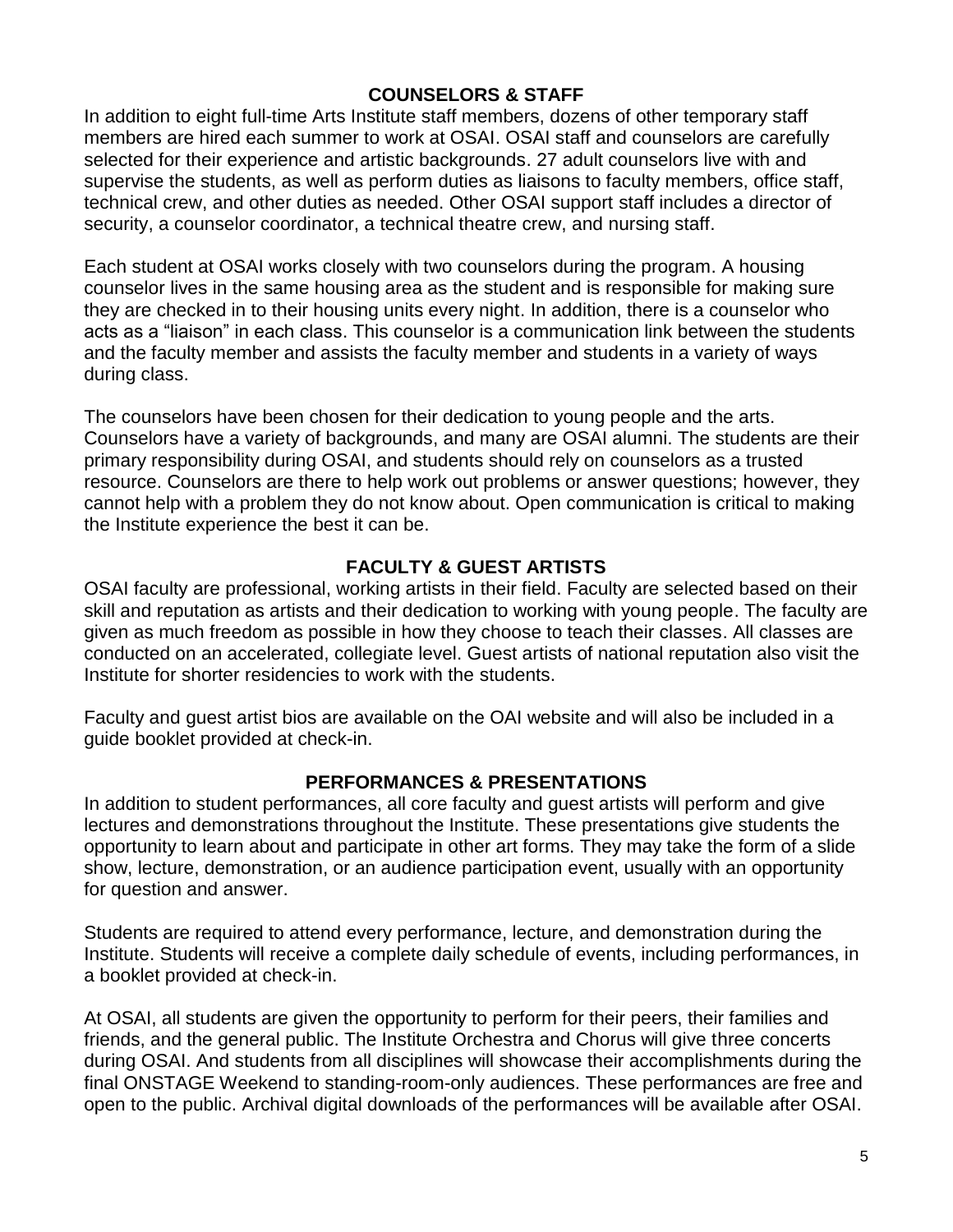## COUNSELORS & STAFF

In addition to eight full-time Arts Institute staff members, dozens of other temporary staff members are hired each summer to work at OSAI. OSAI staff and counselors are carefully selected for their experience and artistic backgrounds. 27 adult counselors live with and supervise the students, as well as perform duties as liaisons to faculty members, office staff, technical crew, and other duties as needed. Other OSAI support staff includes a director of security, a counselor coordinator, a technical theatre crew, and nursing staff.

Each student at OSAI works closely with two counselors during the program. A housing counselor lives in the same housing area as the student and is responsible for making sure they are checked in to their housing units every night. In addition, there is a counselor who acts as a "liaison" in each class. This counselor is a communication link between the students and the faculty member and assists the faculty member and students in a variety of ways during class.

The counselors have been chosen for their dedication to young people and the arts. Counselors have a variety of backgrounds, and many are OSAI alumni. The students are their primary responsibility during OSAI, and students should rely on counselors as a trusted resource. Counselors are there to help work out problems or answer questions; however, they cannot help with a problem they do not know about. Open communication is critical to making the Institute experience the best it can be.

## FACULTY & GUEST ARTISTS

OSAI faculty are professional, working artists in their field. Faculty are selected based on their skill and reputation as artists and their dedication to working with young people. The faculty are given as much freedom as possible in how they choose to teach their classes. All classes are conducted on an accelerated, collegiate level. Guest artists of national reputation also visit the Institute for shorter residencies to work with the students.

Faculty and guest artist bios are available on the OAI website and will also be included in a guide booklet provided at check-in.

## PERFORMANCES & PRESENTATIONS

In addition to student performances, all core faculty and guest artists will perform and give lectures and demonstrations throughout the Institute. These presentations give students the opportunity to learn about and participate in other art forms. They may take the form of a slide show, lecture, demonstration, or an audience participation event, usually with an opportunity for question and answer.

Students are required to attend every performance, lecture, and demonstration during the Institute. Students will receive a complete daily schedule of events, including performances, in a booklet provided at check-in.

At OSAI, all students are given the opportunity to perform for their peers, their families and friends, and the general public. The Institute Orchestra and Chorus will give three concerts during OSAI. And students from all disciplines will showcase their accomplishments during the final ONSTAGE Weekend to standing-room-only audiences. These performances are free and open to the public. Archival digital downloads of the performances will be available after OSAI.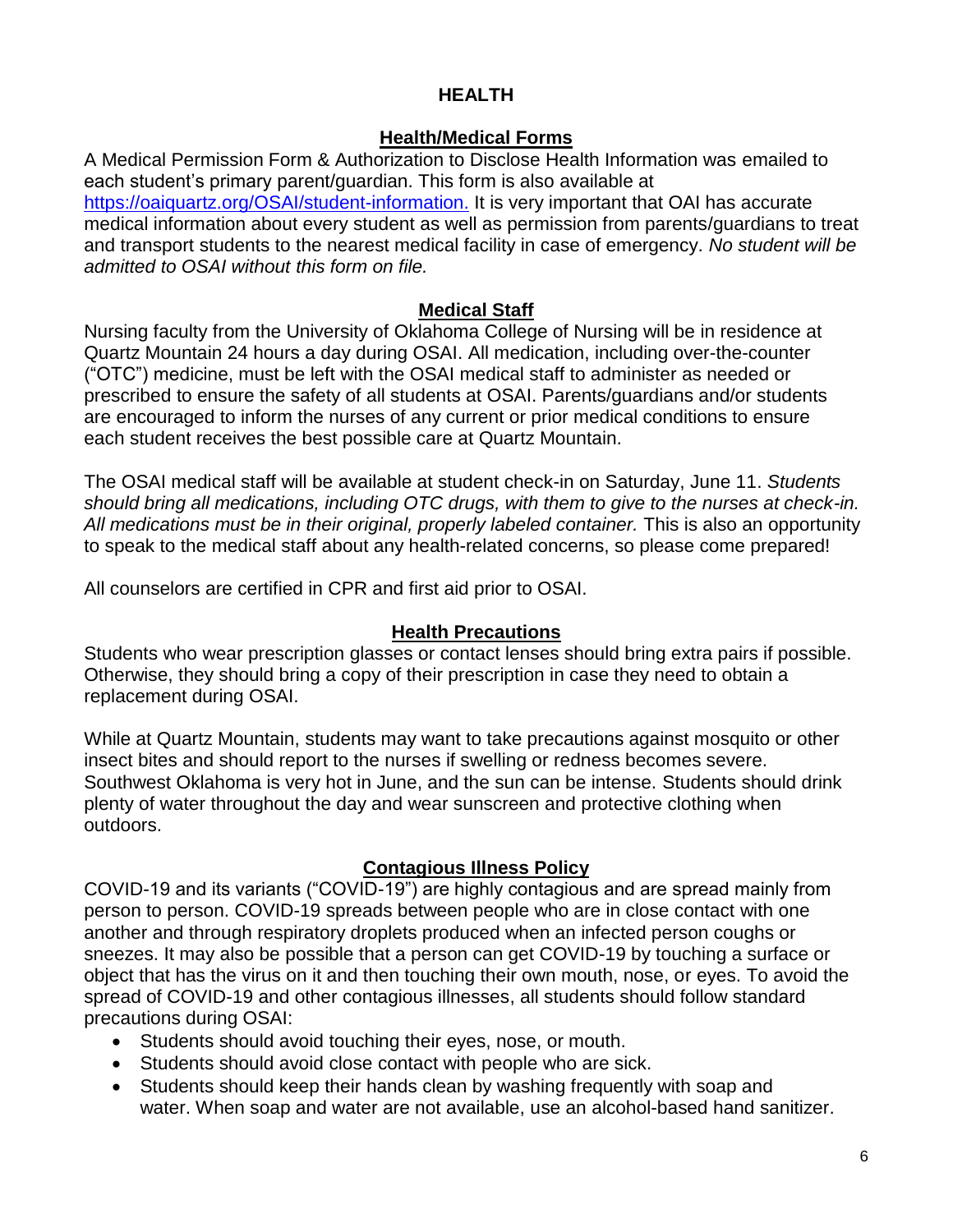# HEALTH

## Health/Medical Forms

A Medical Permission Form & Authorization to Disclose Health Information was emailed to each student's primary parent/guardian. This form is also available at [https://oaiquartz.org/OSAI/student-information.](https://oaiquartz.org/OSAI/student-information) It is very important that OAI has accurate medical information about every student as well as permission from parents/guardians to treat and transport students to the nearest medical facility in case of emergency. *No student will be admitted to OSAI without this form on file.*

## Medical Staff

Nursing faculty from the University of Oklahoma College of Nursing will be in residence at Quartz Mountain 24 hours a day during OSAI. All medication, including over-the-counter ("OTC") medicine, must be left with the OSAI medical staff to administer as needed or prescribed to ensure the safety of all students at OSAI. Parents/guardians and/or students are encouraged to inform the nurses of any current or prior medical conditions to ensure each student receives the best possible care at Quartz Mountain.

The OSAI medical staff will be available at student check-in on Saturday, June 11. *Students should bring all medications, including OTC drugs, with them to give to the nurses at check-in. All medications must be in their original, properly labeled container.* This is also an opportunity to speak to the medical staff about any health-related concerns, so please come prepared!

All counselors are certified in CPR and first aid prior to OSAI.

## Health Precautions

Students who wear prescription glasses or contact lenses should bring extra pairs if possible. Otherwise, they should bring a copy of their prescription in case they need to obtain a replacement during OSAI.

While at Quartz Mountain, students may want to take precautions against mosquito or other insect bites and should report to the nurses if swelling or redness becomes severe. Southwest Oklahoma is very hot in June, and the sun can be intense. Students should drink plenty of water throughout the day and wear sunscreen and protective clothing when outdoors.

## Contagious Illness Policy

COVID-19 and its variants ("COVID-19") are highly contagious and are spread mainly from person to person. COVID-19 spreads between people who are in close contact with one another and through respiratory droplets produced when an infected person coughs or sneezes. It may also be possible that a person can get COVID-19 by touching a surface or object that has the virus on it and then touching their own mouth, nose, or eyes. To avoid the spread of COVID-19 and other contagious illnesses, all students should follow standard precautions during OSAI:

- Students should avoid touching their eyes, nose, or mouth.
- Students should avoid close contact with people who are sick.
- Students should keep their hands clean by washing frequently with soap and water. When soap and water are not available, use an alcohol-based hand sanitizer.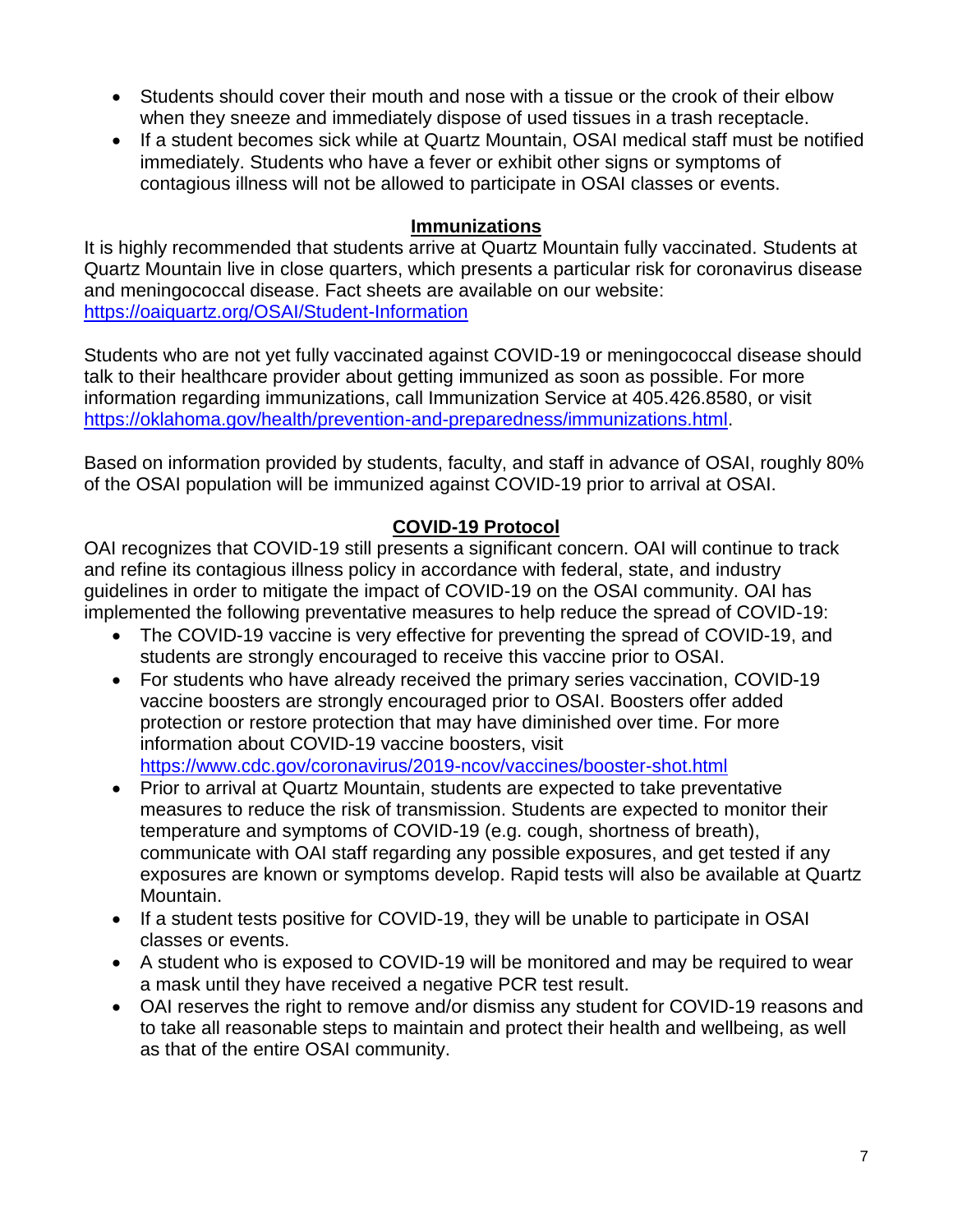- Students should cover their mouth and nose with a tissue or the crook of their elbow when they sneeze and immediately dispose of used tissues in a trash receptacle.
- If a student becomes sick while at Quartz Mountain, OSAI medical staff must be notified immediately. Students who have a fever or exhibit other signs or symptoms of contagious illness will not be allowed to participate in OSAI classes or events.

## Immunizations

It is highly recommended that students arrive at Quartz Mountain fully vaccinated. Students at Quartz Mountain live in close quarters, which presents a particular risk for coronavirus disease and meningococcal disease. Fact sheets are available on our website: https://oaiquartz.org/OSAI/Student-Information

Students who are not yet fully vaccinated against COVID-19 or meningococcal disease should talk to their healthcare provider about getting immunized as soon as possible. For more information regarding immunizations, call Immunization Service at 405.426.8580, or visit https://oklahoma.gov/health/prevention-and-preparedness/immunizations.html.

Based on information provided by students, faculty, and staff in advance of OSAI, roughly 80% of the OSAI population will be immunized against COVID-19 prior to arrival at OSAI.

## COVID-19 Protocol

OAI recognizes that COVID-19 still presents a significant concern. OAI will continue to track and refine its contagious illness policy in accordance with federal, state, and industry guidelines in order to mitigate the impact of COVID-19 on the OSAI community. OAI has implemented the following preventative measures to help reduce the spread of COVID-19:

- The COVID-19 vaccine is very effective for preventing the spread of COVID-19, and students are strongly encouraged to receive this vaccine prior to OSAI.
- For students who have already received the primary series vaccination, COVID-19 vaccine boosters are strongly encouraged prior to OSAI. Boosters offer added protection or restore protection that may have diminished over time. For more information about COVID-19 vaccine boosters, visit https://www.cdc.gov/coronavirus/2019-ncov/vaccines/booster-shot.html
- Prior to arrival at Quartz Mountain, students are expected to take preventative measures to reduce the risk of transmission. Students are expected to monitor their temperature and symptoms of COVID-19 (e.g. cough, shortness of breath), communicate with OAI staff regarding any possible exposures, and get tested if any exposures are known or symptoms develop. Rapid tests will also be available at Quartz Mountain.
- If a student tests positive for COVID-19, they will be unable to participate in OSAI classes or events.
- A student who is exposed to COVID-19 will be monitored and may be required to wear a mask until they have received a negative PCR test result.
- OAI reserves the right to remove and/or dismiss any student for COVID-19 reasons and to take all reasonable steps to maintain and protect their health and wellbeing, as well as that of the entire OSAI community.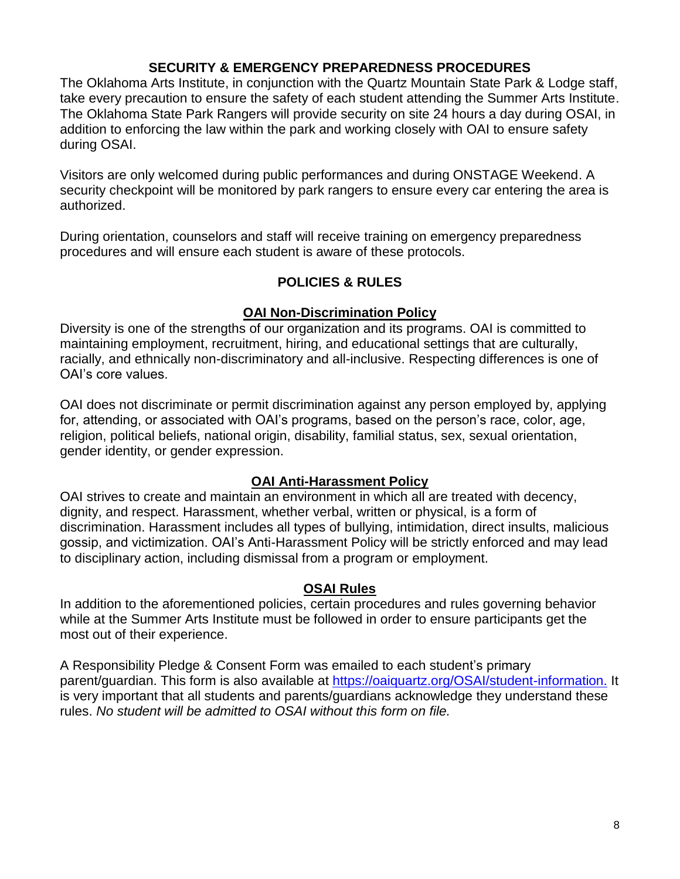## SECURITY & EMERGENCY PREPAREDNESS PROCEDURES

The Oklahoma Arts Institute, in conjunction with the Quartz Mountain State Park & Lodge staff, take every precaution to ensure the safety of each student attending the Summer Arts Institute. The Oklahoma State Park Rangers will provide security on site 24 hours a day during OSAI, in addition to enforcing the law within the park and working closely with OAI to ensure safety during OSAI.

Visitors are only welcomed during public performances and during ONSTAGE Weekend. A security checkpoint will be monitored by park rangers to ensure every car entering the area is authorized.

During orientation, counselors and staff will receive training on emergency preparedness procedures and will ensure each student is aware of these protocols.

## POLICIES & RULES

### OAI Non-Discrimination Policy

Diversity is one of the strengths of our organization and its programs. OAI is committed to maintaining employment, recruitment, hiring, and educational settings that are culturally, racially, and ethnically non-discriminatory and all-inclusive. Respecting differences is one of OAI's core values.

OAI does not discriminate or permit discrimination against any person employed by, applying for, attending, or associated with OAI's programs, based on the person's race, color, age, religion, political beliefs, national origin, disability, familial status, sex, sexual orientation, gender identity, or gender expression.

### OAI Anti-Harassment Policy

OAI strives to create and maintain an environment in which all are treated with decency, dignity, and respect. Harassment, whether verbal, written or physical, is a form of discrimination. Harassment includes all types of bullying, intimidation, direct insults, malicious gossip, and victimization. OAI's Anti-Harassment Policy will be strictly enforced and may lead to disciplinary action, including dismissal from a program or employment.

### OSAI Rules

In addition to the aforementioned policies, certain procedures and rules governing behavior while at the Summer Arts Institute must be followed in order to ensure participants get the most out of their experience.

A Responsibility Pledge & Consent Form was emailed to each student's primary parent/guardian. This form is also available at [https://oaiquartz.org/OSAI/student-information.](https://oaiquartz.org/OSAI/student-information) It is very important that all students and parents/guardians acknowledge they understand these rules. *No student will be admitted to OSAI without this form on file.*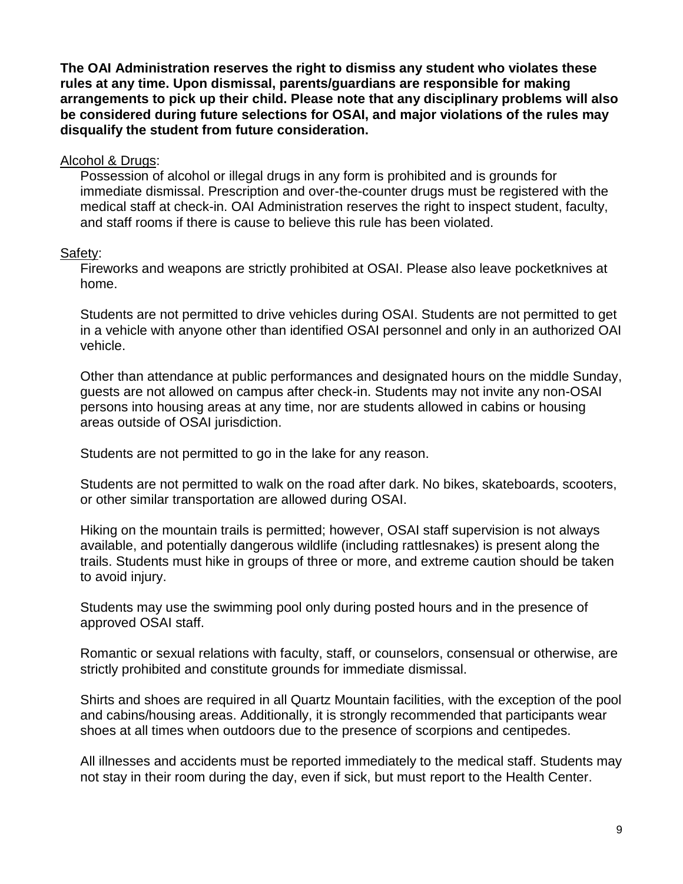**The OAI Administration reserves the right to dismiss any student who violates these rules at any time. Upon dismissal, parents/guardians are responsible for making arrangements to pick up their child. Please note that any disciplinary problems will also be considered during future selections for OSAI, and major violations of the rules may disqualify the student from future consideration.**

Alcohol & Drugs:

Possession of alcohol or illegal drugs in any form is prohibited and is grounds for immediate dismissal. Prescription and over-the-counter drugs must be registered with the medical staff at check-in. OAI Administration reserves the right to inspect student, faculty, and staff rooms if there is cause to believe this rule has been violated.

Safety:

Fireworks and weapons are strictly prohibited at OSAI. Please also leave pocketknives at home.

Students are not permitted to drive vehicles during OSAI. Students are not permitted to get in a vehicle with anyone other than identified OSAI personnel and only in an authorized OAI vehicle.

Other than attendance at public performances and designated hours on the middle Sunday, guests are not allowed on campus after check-in. Students may not invite any non-OSAI persons into housing areas at any time, nor are students allowed in cabins or housing areas outside of OSAI jurisdiction.

Students are not permitted to go in the lake for any reason.

Students are not permitted to walk on the road after dark. No bikes, skateboards, scooters, or other similar transportation are allowed during OSAI.

Hiking on the mountain trails is permitted; however, OSAI staff supervision is not always available, and potentially dangerous wildlife (including rattlesnakes) is present along the trails. Students must hike in groups of three or more, and extreme caution should be taken to avoid injury.

Students may use the swimming pool only during posted hours and in the presence of approved OSAI staff.

Romantic or sexual relations with faculty, staff, or counselors, consensual or otherwise, are strictly prohibited and constitute grounds for immediate dismissal.

Shirts and shoes are required in all Quartz Mountain facilities, with the exception of the pool and cabins/housing areas. Additionally, it is strongly recommended that participants wear shoes at all times when outdoors due to the presence of scorpions and centipedes.

All illnesses and accidents must be reported immediately to the medical staff. Students may not stay in their room during the day, even if sick, but must report to the Health Center.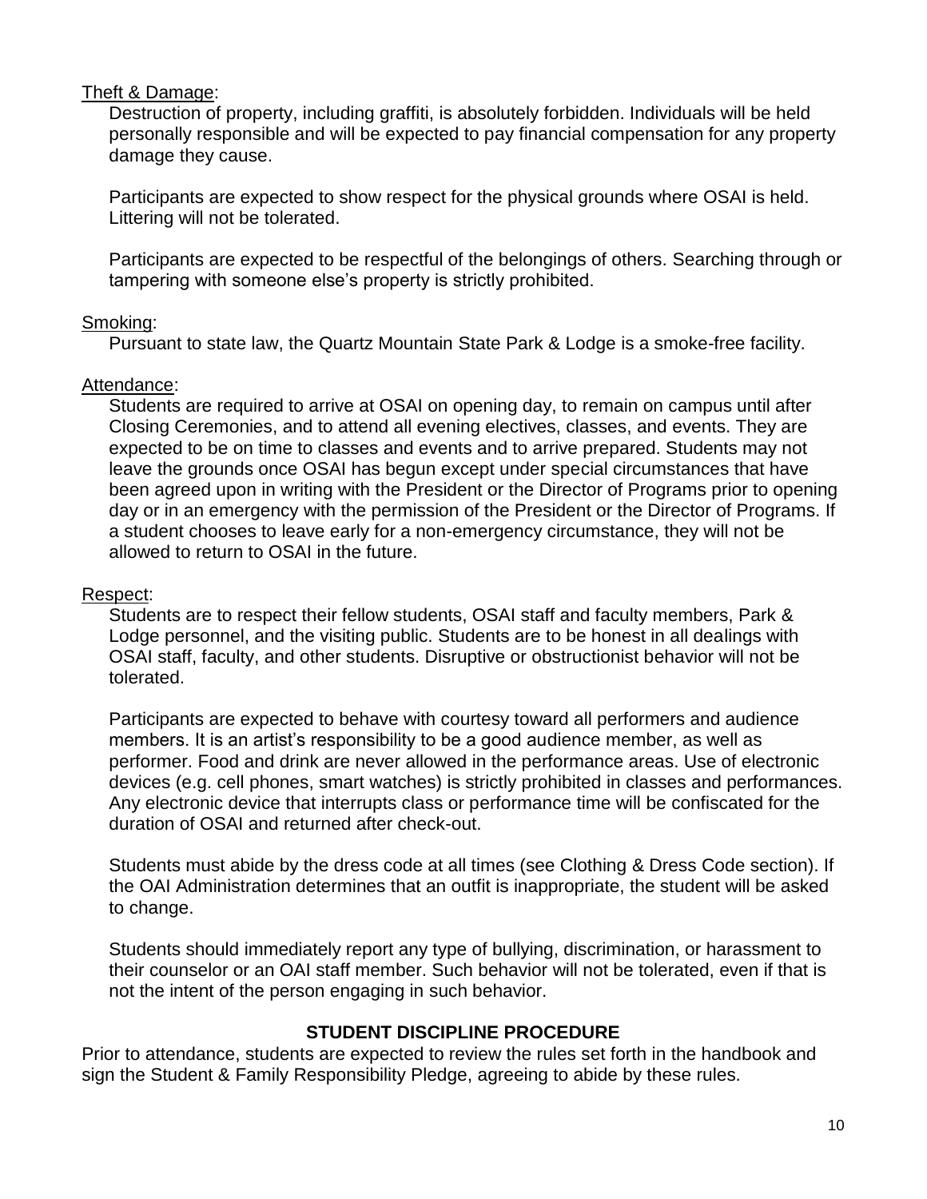Theft & Damage:

Destruction of property, including graffiti, is absolutely forbidden. Individuals will be held personally responsible and will be expected to pay financial compensation for any property damage they cause.

Participants are expected to show respect for the physical grounds where OSAI is held. Littering will not be tolerated.

Participants are expected to be respectful of the belongings of others. Searching through or tampering with someone else's property is strictly prohibited.

Smoking:

Pursuant to state law, the Quartz Mountain State Park & Lodge is a smoke-free facility.

Attendance:

Students are required to arrive at OSAI on opening day, to remain on campus until after Closing Ceremonies, and to attend all evening electives, classes, and events. They are expected to be on time to classes and events and to arrive prepared. Students may not leave the grounds once OSAI has begun except under special circumstances that have been agreed upon in writing with the President or the Director of Programs prior to opening day or in an emergency with the permission of the President or the Director of Programs. If a student chooses to leave early for a non-emergency circumstance, they will not be allowed to return to OSAI in the future.

Respect:

Students are to respect their fellow students, OSAI staff and faculty members, Park & Lodge personnel, and the visiting public. Students are to be honest in all dealings with OSAI staff, faculty, and other students. Disruptive or obstructionist behavior will not be tolerated.

Participants are expected to behave with courtesy toward all performers and audience members. It is an artist's responsibility to be a good audience member, as well as performer. Food and drink are never allowed in the performance areas. Use of electronic devices (e.g. cell phones, smart watches) is strictly prohibited in classes and performances. Any electronic device that interrupts class or performance time will be confiscated for the duration of OSAI and returned after check-out.

Students must abide by the dress code at all times (see Clothing & Dress Code section). If the OAI Administration determines that an outfit is inappropriate, the student will be asked to change.

Students should immediately report any type of bullying, discrimination, or harassment to their counselor or an OAI staff member. Such behavior will not be tolerated, even if that is not the intent of the person engaging in such behavior.

## STUDENT DISCIPLINE PROCEDURE

Prior to attendance, students are expected to review the rules set forth in the handbook and sign the Student & Family Responsibility Pledge, agreeing to abide by these rules.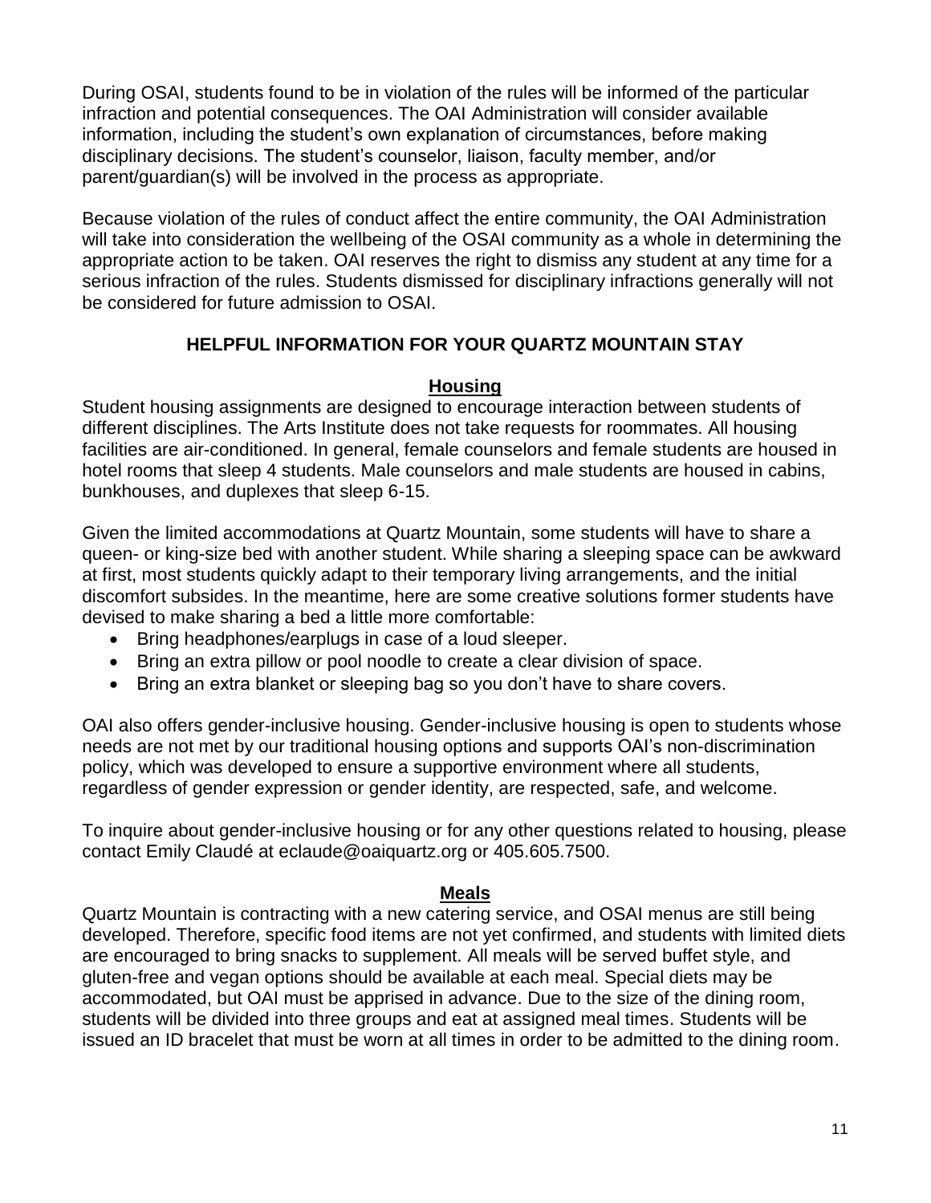During OSAI, students found to be in violation of the rules will be informed of the particular infraction and potential consequences. The OAI Administration will consider available information, including the student's own explanation of circumstances, before making disciplinary decisions. The student's counselor, liaison, faculty member, and/or parent/guardian(s) will be involved in the process as appropriate.

Because violation of the rules of conduct affect the entire community, the OAI Administration will take into consideration the wellbeing of the OSAI community as a whole in determining the appropriate action to be taken. OAI reserves the right to dismiss any student at any time for a serious infraction of the rules. Students dismissed for disciplinary infractions generally will not be considered for future admission to OSAI.

## HELPFUL INFORMATION FOR YOUR QUARTZ MOUNTAIN STAY

### Housing

Student housing assignments are designed to encourage interaction between students of different disciplines. The Arts Institute does not take requests for roommates. All housing facilities are air-conditioned. In general, female counselors and female students are housed in hotel rooms that sleep 4 students. Male counselors and male students are housed in cabins, bunkhouses, and duplexes that sleep 6-15.

Given the limited accommodations at Quartz Mountain, some students will have to share a queen- or king-size bed with another student. While sharing a sleeping space can be awkward at first, most students quickly adapt to their temporary living arrangements, and the initial discomfort subsides. In the meantime, here are some creative solutions former students have devised to make sharing a bed a little more comfortable:

- Bring headphones/earplugs in case of a loud sleeper.
- Bring an extra pillow or pool noodle to create a clear division of space.
- Bring an extra blanket or sleeping bag so you don't have to share covers.

OAI also offers gender-inclusive housing. Gender-inclusive housing is open to students whose needs are not met by our traditional housing options and supports OAI's non-discrimination policy, which was developed to ensure a supportive environment where all students, regardless of gender expression or gender identity, are respected, safe, and welcome.

To inquire about gender-inclusive housing or for any other questions related to housing, please contact Emily Claudé at eclaude@oaiquartz.org or 405.605.7500.

### Meals

Quartz Mountain is contracting with a new catering service, and OSAI menus are still being developed. Therefore, specific food items are not yet confirmed, and students with limited diets are encouraged to bring snacks to supplement. All meals will be served buffet style, and gluten-free and vegan options should be available at each meal. Special diets may be accommodated, but OAI must be apprised in advance. Due to the size of the dining room, students will be divided into three groups and eat at assigned meal times. Students will be issued an ID bracelet that must be worn at all times in order to be admitted to the dining room.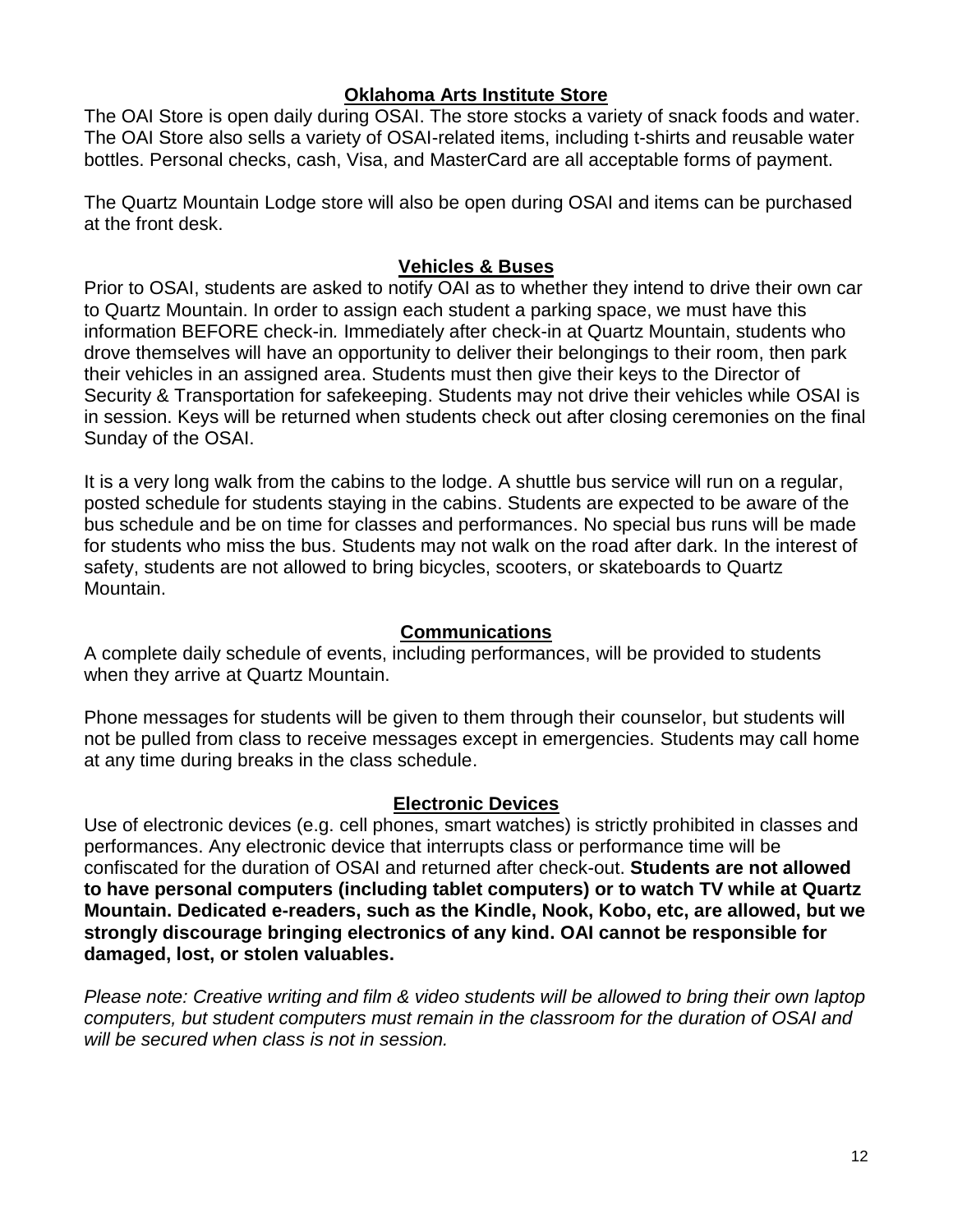## Oklahoma Arts Institute Store

The OAI Store is open daily during OSAI. The store stocks a variety of snack foods and water. The OAI Store also sells a variety of OSAI-related items, including t-shirts and reusable water bottles. Personal checks, cash, Visa, and MasterCard are all acceptable forms of payment.

The Quartz Mountain Lodge store will also be open during OSAI and items can be purchased at the front desk.

## Vehicles & Buses

Prior to OSAI, students are asked to notify OAI as to whether they intend to drive their own car to Quartz Mountain. In order to assign each student a parking space, we must have this information BEFORE check-in*.* Immediately after check-in at Quartz Mountain, students who drove themselves will have an opportunity to deliver their belongings to their room, then park their vehicles in an assigned area. Students must then give their keys to the Director of Security & Transportation for safekeeping. Students may not drive their vehicles while OSAI is in session. Keys will be returned when students check out after closing ceremonies on the final Sunday of the OSAI.

It is a very long walk from the cabins to the lodge. A shuttle bus service will run on a regular, posted schedule for students staying in the cabins. Students are expected to be aware of the bus schedule and be on time for classes and performances. No special bus runs will be made for students who miss the bus. Students may not walk on the road after dark. In the interest of safety, students are not allowed to bring bicycles, scooters, or skateboards to Quartz Mountain.

## Communications

A complete daily schedule of events, including performances, will be provided to students when they arrive at Quartz Mountain.

Phone messages for students will be given to them through their counselor, but students will not be pulled from class to receive messages except in emergencies. Students may call home at any time during breaks in the class schedule.

## Electronic Devices

Use of electronic devices (e.g. cell phones, smart watches) is strictly prohibited in classes and performances. Any electronic device that interrupts class or performance time will be confiscated for the duration of OSAI and returned after check-out. **Students are not allowed to have personal computers (including tablet computers) or to watch TV while at Quartz Mountain. Dedicated e-readers, such as the Kindle, Nook, Kobo, etc, are allowed, but we strongly discourage bringing electronics of any kind. OAI cannot be responsible for damaged, lost, or stolen valuables.**

*Please note: Creative writing and film & video students will be allowed to bring their own laptop computers, but student computers must remain in the classroom for the duration of OSAI and will be secured when class is not in session.*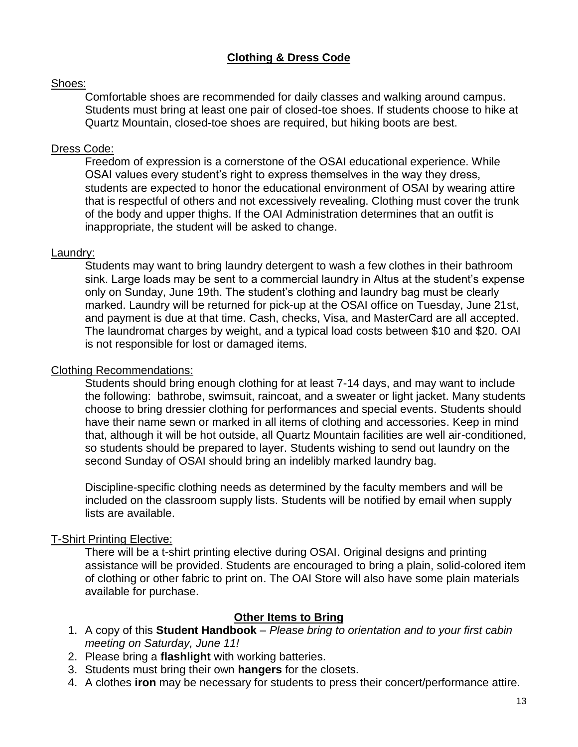## Clothing & Dress Code

Shoes:

Comfortable shoes are recommended for daily classes and walking around campus. Students must bring at least one pair of closed-toe shoes. If students choose to hike at Quartz Mountain, closed-toe shoes are required, but hiking boots are best.

Dress Code:

Freedom of expression is a cornerstone of the OSAI educational experience. While OSAI values every student's right to express themselves in the way they dress, students are expected to honor the educational environment of OSAI by wearing attire that is respectful of others and not excessively revealing. Clothing must cover the trunk of the body and upper thighs. If the OAI Administration determines that an outfit is inappropriate, the student will be asked to change.

Laundry:

Students may want to bring laundry detergent to wash a few clothes in their bathroom sink. Large loads may be sent to a commercial laundry in Altus at the student's expense only on Sunday, June 19th. The student's clothing and laundry bag must be clearly marked. Laundry will be returned for pick-up at the OSAI office on Tuesday, June 21st, and payment is due at that time. Cash, checks, Visa, and MasterCard are all accepted. The laundromat charges by weight, and a typical load costs between $10 and $20. OAI is not responsible for lost or damaged items.

Clothing Recommendations:

Students should bring enough clothing for at least 7-14 days, and may want to include the following: bathrobe, swimsuit, raincoat, and a sweater or light jacket. Many students choose to bring dressier clothing for performances and special events. Students should have their name sewn or marked in all items of clothing and accessories. Keep in mind that, although it will be hot outside, all Quartz Mountain facilities are well air-conditioned, so students should be prepared to layer. Students wishing to send out laundry on the second Sunday of OSAI should bring an indelibly marked laundry bag.

Discipline-specific clothing needs as determined by the faculty members and will be included on the classroom supply lists. Students will be notified by email when supply lists are available.

T-Shirt Printing Elective:

There will be a t-shirt printing elective during OSAI. Original designs and printing assistance will be provided. Students are encouraged to bring a plain, solid-colored item of clothing or other fabric to print on. The OAI Store will also have some plain materials available for purchase.

## Other Items to Bring

1. A copy of this **Student Handbook** – *Please bring to orientation and to your first cabin meeting on Saturday, June 11!*
2. Please bring a **flashlight** with working batteries.
3. Students must bring their own **hangers** for the closets.
4. A clothes **iron** may be necessary for students to press their concert/performance attire.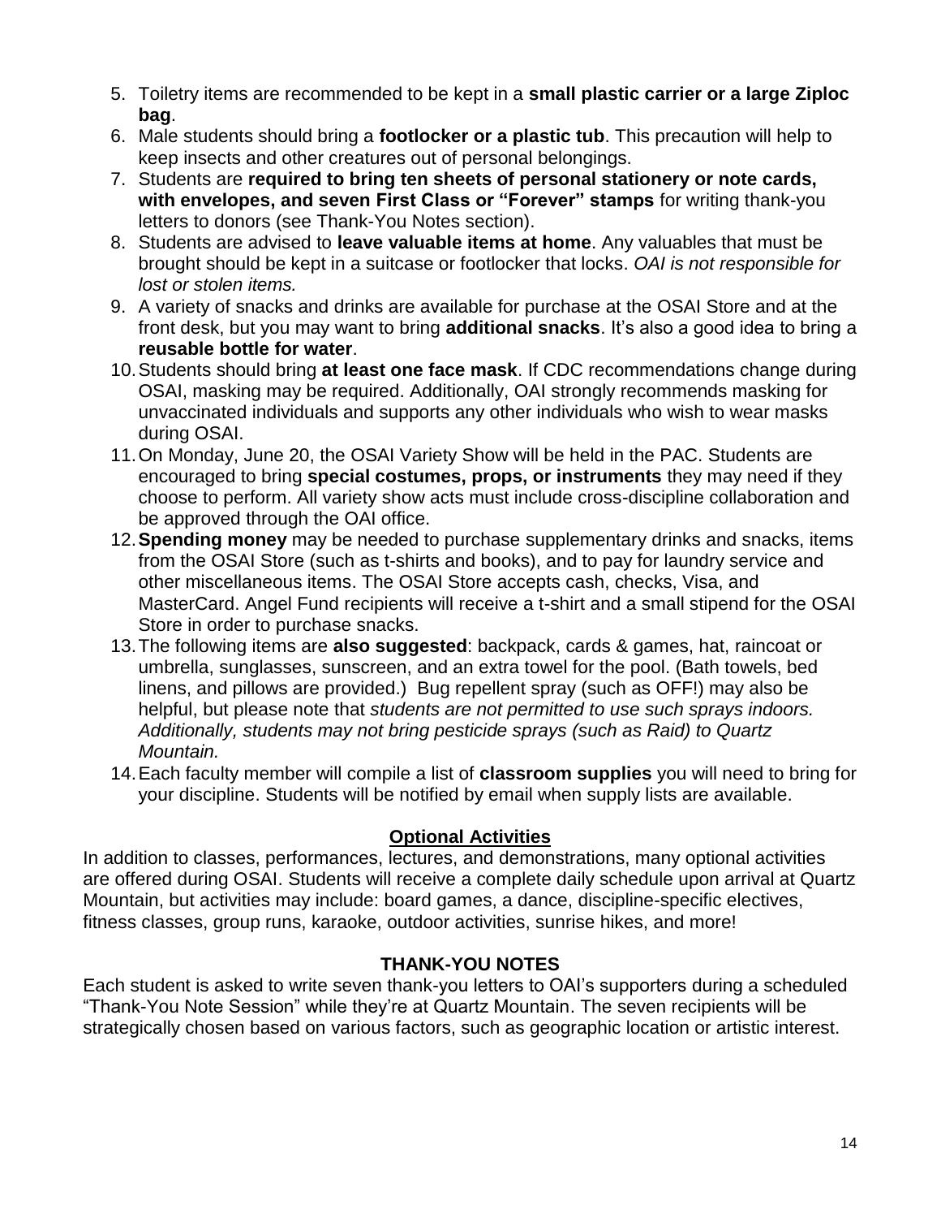5. Toiletry items are recommended to be kept in a **small plastic carrier or a large Ziploc bag**.
6. Male students should bring a **footlocker or a plastic tub**. This precaution will help to keep insects and other creatures out of personal belongings.
7. Students are **required to bring ten sheets of personal stationery or note cards, with envelopes, and seven First Class or "Forever" stamps** for writing thank-you letters to donors (see Thank-You Notes section).
8. Students are advised to **leave valuable items at home**. Any valuables that must be brought should be kept in a suitcase or footlocker that locks. *OAI is not responsible for lost or stolen items.*
9. A variety of snacks and drinks are available for purchase at the OSAI Store and at the front desk, but you may want to bring **additional snacks**. It's also a good idea to bring a **reusable bottle for water**.
10. Students should bring **at least one face mask**. If CDC recommendations change during OSAI, masking may be required. Additionally, OAI strongly recommends masking for unvaccinated individuals and supports any other individuals who wish to wear masks during OSAI.
11. On Monday, June 20, the OSAI Variety Show will be held in the PAC. Students are encouraged to bring **special costumes, props, or instruments** they may need if they choose to perform. All variety show acts must include cross-discipline collaboration and be approved through the OAI office.
12. **Spending money** may be needed to purchase supplementary drinks and snacks, items from the OSAI Store (such as t-shirts and books), and to pay for laundry service and other miscellaneous items. The OSAI Store accepts cash, checks, Visa, and MasterCard. Angel Fund recipients will receive a t-shirt and a small stipend for the OSAI Store in order to purchase snacks.
13. The following items are **also suggested**: backpack, cards & games, hat, raincoat or umbrella, sunglasses, sunscreen, and an extra towel for the pool. (Bath towels, bed linens, and pillows are provided.) Bug repellent spray (such as OFF!) may also be helpful, but please note that *students are not permitted to use such sprays indoors. Additionally, students may not bring pesticide sprays (such as Raid) to Quartz Mountain.*
14. Each faculty member will compile a list of **classroom supplies** you will need to bring for your discipline. Students will be notified by email when supply lists are available.

## Optional Activities

In addition to classes, performances, lectures, and demonstrations, many optional activities are offered during OSAI. Students will receive a complete daily schedule upon arrival at Quartz Mountain, but activities may include: board games, a dance, discipline-specific electives, fitness classes, group runs, karaoke, outdoor activities, sunrise hikes, and more!

## THANK-YOU NOTES

Each student is asked to write seven thank-you letters to OAI's supporters during a scheduled "Thank-You Note Session" while they're at Quartz Mountain. The seven recipients will be strategically chosen based on various factors, such as geographic location or artistic interest.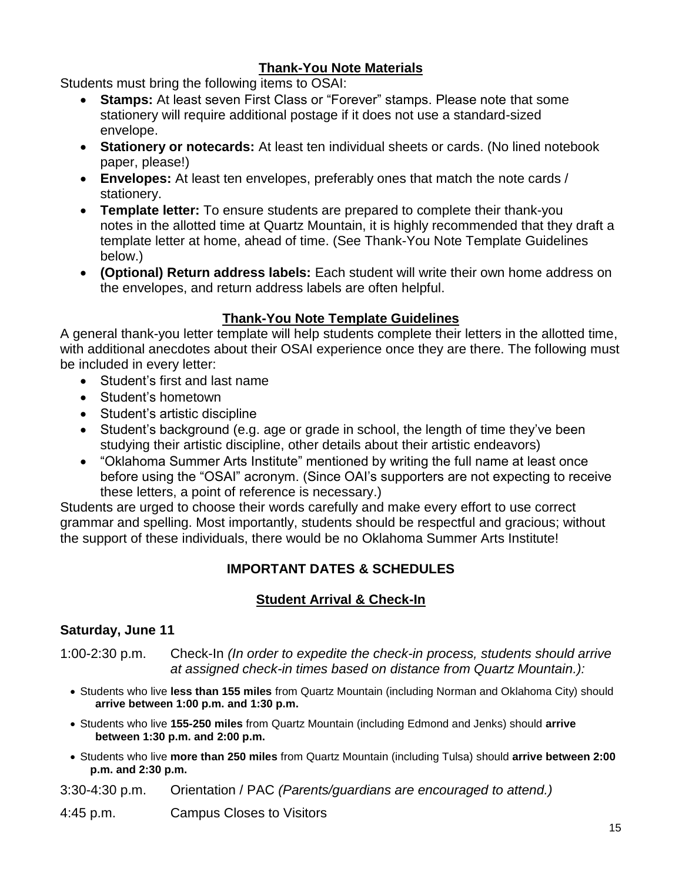## Thank-You Note Materials

Students must bring the following items to OSAI:

- **Stamps:** At least seven First Class or "Forever" stamps. Please note that some stationery will require additional postage if it does not use a standard-sized envelope.
- **Stationery or notecards:** At least ten individual sheets or cards. (No lined notebook paper, please!)
- **Envelopes:** At least ten envelopes, preferably ones that match the note cards / stationery.
- **Template letter:** To ensure students are prepared to complete their thank-you notes in the allotted time at Quartz Mountain, it is highly recommended that they draft a template letter at home, ahead of time. (See Thank-You Note Template Guidelines below.)
- **(Optional) Return address labels:** Each student will write their own home address on the envelopes, and return address labels are often helpful.

## Thank-You Note Template Guidelines

A general thank-you letter template will help students complete their letters in the allotted time, with additional anecdotes about their OSAI experience once they are there. The following must be included in every letter:

- Student's first and last name
- Student's hometown
- Student's artistic discipline
- Student's background (e.g. age or grade in school, the length of time they've been studying their artistic discipline, other details about their artistic endeavors)
- "Oklahoma Summer Arts Institute" mentioned by writing the full name at least once before using the "OSAI" acronym. (Since OAI's supporters are not expecting to receive these letters, a point of reference is necessary.)

Students are urged to choose their words carefully and make every effort to use correct grammar and spelling. Most importantly, students should be respectful and gracious; without the support of these individuals, there would be no Oklahoma Summer Arts Institute!

# IMPORTANT DATES & SCHEDULES

## Student Arrival & Check-In

### Saturday, June 11

1:00-2:30 p.m. Check-In *(In order to expedite the check-in process, students should arrive at assigned check-in times based on distance from Quartz Mountain.):*

- Students who live **less than 155 miles** from Quartz Mountain (including Norman and Oklahoma City) should **arrive between 1:00 p.m. and 1:30 p.m.**
- Students who live **155-250 miles** from Quartz Mountain (including Edmond and Jenks) should **arrive between 1:30 p.m. and 2:00 p.m.**
- Students who live **more than 250 miles** from Quartz Mountain (including Tulsa) should **arrive between 2:00 p.m. and 2:30 p.m.**

3:30-4:30 p.m. Orientation / PAC *(Parents/guardians are encouraged to attend.)*

4:45 p.m. Campus Closes to Visitors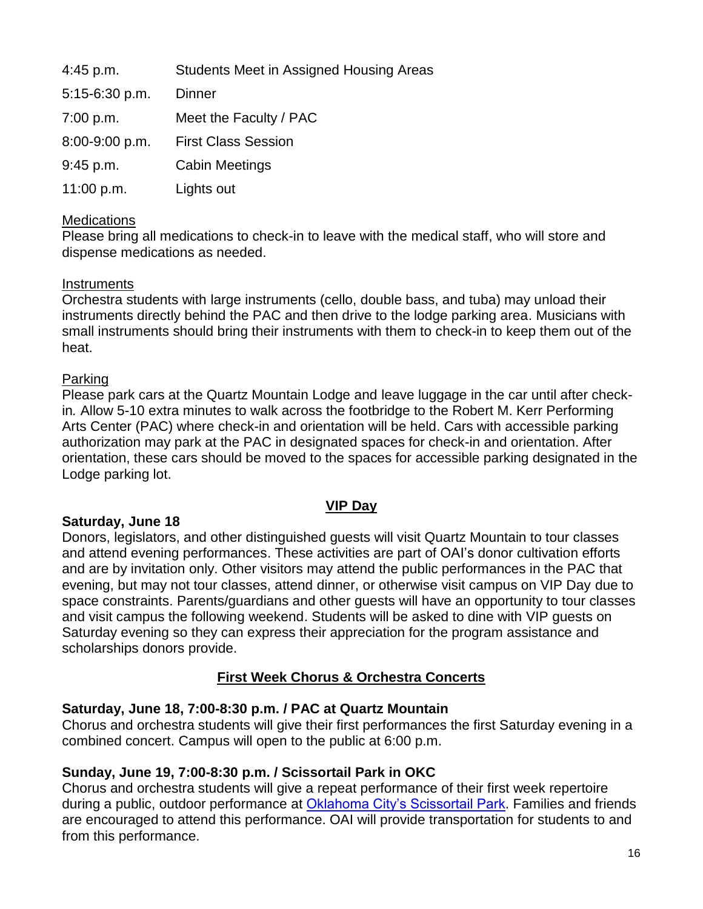| | |
|---|---|
| 4:45 p.m. | Students Meet in Assigned Housing Areas |
| 5:15-6:30 p.m. | Dinner |
| 7:00 p.m. | Meet the Faculty / PAC |
| 8:00-9:00 p.m. | First Class Session |
| 9:45 p.m. | Cabin Meetings |
| 11:00 p.m. | Lights out |

<u>Medications</u>
Please bring all medications to check-in to leave with the medical staff, who will store and dispense medications as needed.

<u>Instruments</u>
Orchestra students with large instruments (cello, double bass, and tuba) may unload their instruments directly behind the PAC and then drive to the lodge parking area. Musicians with small instruments should bring their instruments with them to check-in to keep them out of the heat.

<u>Parking</u>
Please park cars at the Quartz Mountain Lodge and leave luggage in the car until after check-in. Allow 5-10 extra minutes to walk across the footbridge to the Robert M. Kerr Performing Arts Center (PAC) where check-in and orientation will be held. Cars with accessible parking authorization may park at the PAC in designated spaces for check-in and orientation. After orientation, these cars should be moved to the spaces for accessible parking designated in the Lodge parking lot.

## VIP Day

**Saturday, June 18**
Donors, legislators, and other distinguished guests will visit Quartz Mountain to tour classes and attend evening performances. These activities are part of OAI's donor cultivation efforts and are by invitation only. Other visitors may attend the public performances in the PAC that evening, but may not tour classes, attend dinner, or otherwise visit campus on VIP Day due to space constraints. Parents/guardians and other guests will have an opportunity to tour classes and visit campus the following weekend. Students will be asked to dine with VIP guests on Saturday evening so they can express their appreciation for the program assistance and scholarships donors provide.

## First Week Chorus & Orchestra Concerts

**Saturday, June 18, 7:00-8:30 p.m. / PAC at Quartz Mountain**
Chorus and orchestra students will give their first performances the first Saturday evening in a combined concert. Campus will open to the public at 6:00 p.m.

**Sunday, June 19, 7:00-8:30 p.m. / Scissortail Park in OKC**
Chorus and orchestra students will give a repeat performance of their first week repertoire during a public, outdoor performance at Oklahoma City's Scissortail Park. Families and friends are encouraged to attend this performance. OAI will provide transportation for students to and from this performance.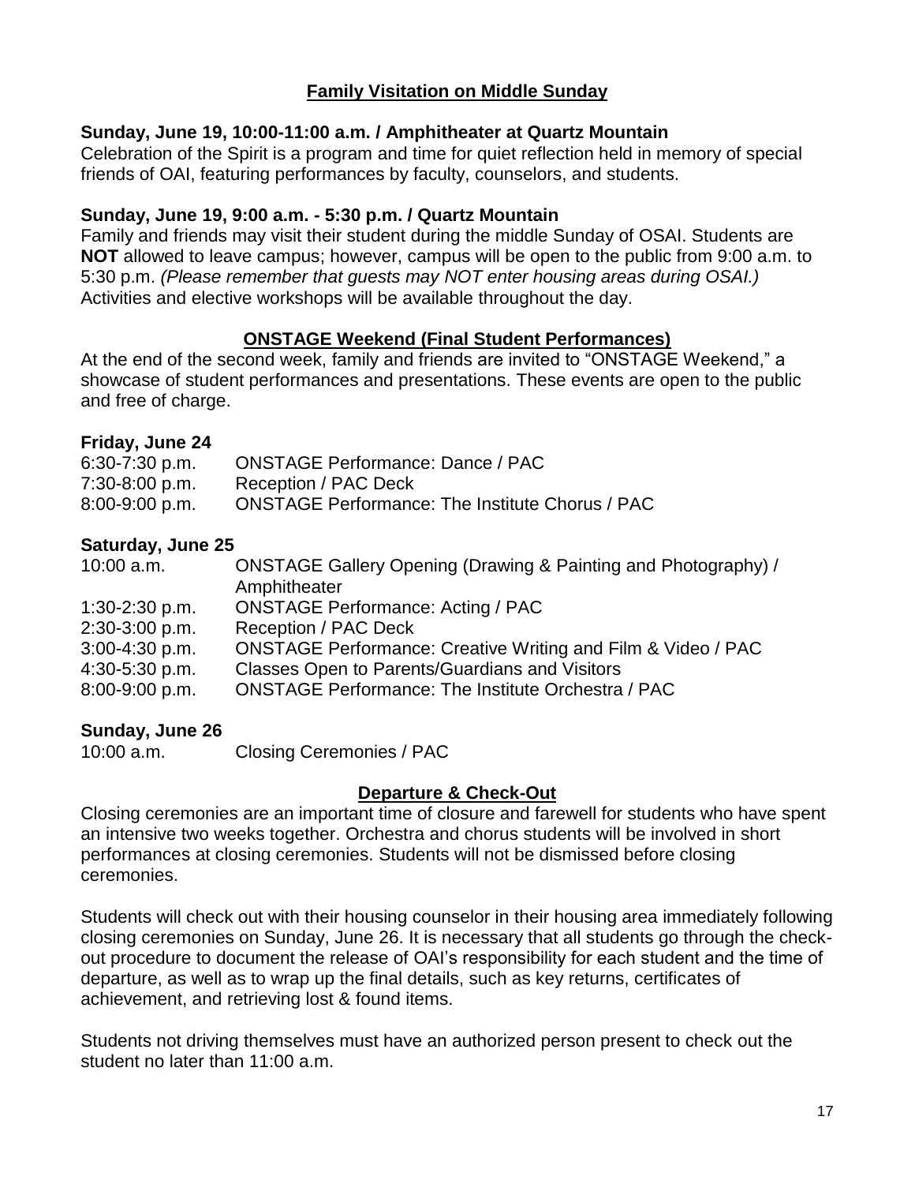## Family Visitation on Middle Sunday

**Sunday, June 19, 10:00-11:00 a.m. / Amphitheater at Quartz Mountain**
Celebration of the Spirit is a program and time for quiet reflection held in memory of special friends of OAI, featuring performances by faculty, counselors, and students.

**Sunday, June 19, 9:00 a.m. - 5:30 p.m. / Quartz Mountain**
Family and friends may visit their student during the middle Sunday of OSAI. Students are **NOT** allowed to leave campus; however, campus will be open to the public from 9:00 a.m. to 5:30 p.m. *(Please remember that guests may NOT enter housing areas during OSAI.)* Activities and elective workshops will be available throughout the day.

## ONSTAGE Weekend (Final Student Performances)

At the end of the second week, family and friends are invited to "ONSTAGE Weekend," a showcase of student performances and presentations. These events are open to the public and free of charge.

**Friday, June 24**

| | |
|---|---|
| 6:30-7:30 p.m. | ONSTAGE Performance: Dance / PAC |
| 7:30-8:00 p.m. | Reception / PAC Deck |
| 8:00-9:00 p.m. | ONSTAGE Performance: The Institute Chorus / PAC |

**Saturday, June 25**

| | |
|---|---|
| 10:00 a.m. | ONSTAGE Gallery Opening (Drawing & Painting and Photography) / Amphitheater |
| 1:30-2:30 p.m. | ONSTAGE Performance: Acting / PAC |
| 2:30-3:00 p.m. | Reception / PAC Deck |
| 3:00-4:30 p.m. | ONSTAGE Performance: Creative Writing and Film & Video / PAC |
| 4:30-5:30 p.m. | Classes Open to Parents/Guardians and Visitors |
| 8:00-9:00 p.m. | ONSTAGE Performance: The Institute Orchestra / PAC |

**Sunday, June 26**

| | |
|---|---|
| 10:00 a.m. | Closing Ceremonies / PAC |

## Departure & Check-Out

Closing ceremonies are an important time of closure and farewell for students who have spent an intensive two weeks together. Orchestra and chorus students will be involved in short performances at closing ceremonies. Students will not be dismissed before closing ceremonies.

Students will check out with their housing counselor in their housing area immediately following closing ceremonies on Sunday, June 26. It is necessary that all students go through the check-out procedure to document the release of OAI's responsibility for each student and the time of departure, as well as to wrap up the final details, such as key returns, certificates of achievement, and retrieving lost & found items.

Students not driving themselves must have an authorized person present to check out the student no later than 11:00 a.m.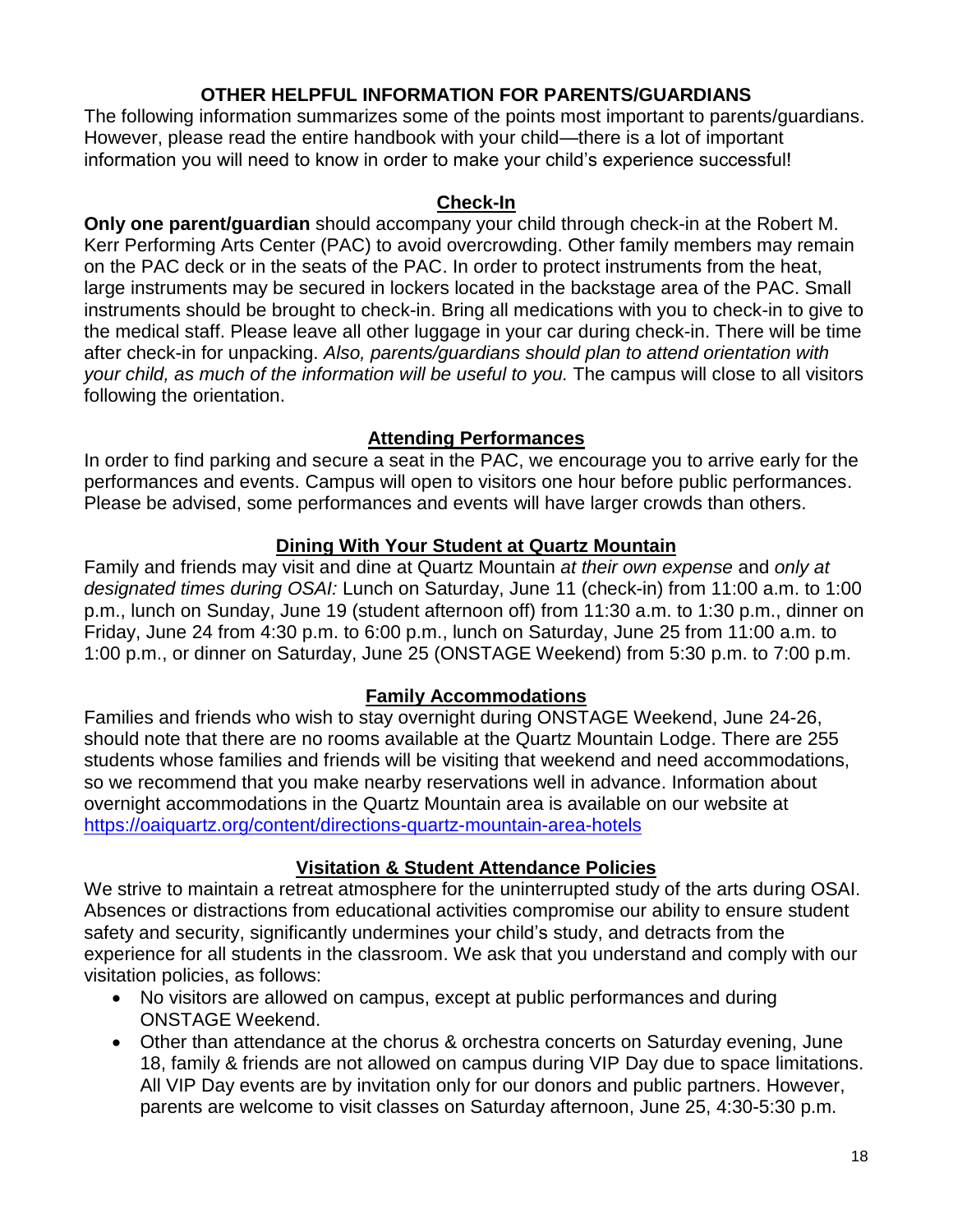## OTHER HELPFUL INFORMATION FOR PARENTS/GUARDIANS

The following information summarizes some of the points most important to parents/guardians. However, please read the entire handbook with your child—there is a lot of important information you will need to know in order to make your child's experience successful!

### Check-In

**Only one parent/guardian** should accompany your child through check-in at the Robert M. Kerr Performing Arts Center (PAC) to avoid overcrowding. Other family members may remain on the PAC deck or in the seats of the PAC. In order to protect instruments from the heat, large instruments may be secured in lockers located in the backstage area of the PAC. Small instruments should be brought to check-in. Bring all medications with you to check-in to give to the medical staff. Please leave all other luggage in your car during check-in. There will be time after check-in for unpacking. *Also, parents/guardians should plan to attend orientation with your child, as much of the information will be useful to you.* The campus will close to all visitors following the orientation.

### Attending Performances

In order to find parking and secure a seat in the PAC, we encourage you to arrive early for the performances and events. Campus will open to visitors one hour before public performances. Please be advised, some performances and events will have larger crowds than others.

### Dining With Your Student at Quartz Mountain

Family and friends may visit and dine at Quartz Mountain *at their own expense* and *only at designated times during OSAI:* Lunch on Saturday, June 11 (check-in) from 11:00 a.m. to 1:00 p.m., lunch on Sunday, June 19 (student afternoon off) from 11:30 a.m. to 1:30 p.m., dinner on Friday, June 24 from 4:30 p.m. to 6:00 p.m., lunch on Saturday, June 25 from 11:00 a.m. to 1:00 p.m., or dinner on Saturday, June 25 (ONSTAGE Weekend) from 5:30 p.m. to 7:00 p.m.

### Family Accommodations

Families and friends who wish to stay overnight during ONSTAGE Weekend, June 24-26, should note that there are no rooms available at the Quartz Mountain Lodge. There are 255 students whose families and friends will be visiting that weekend and need accommodations, so we recommend that you make nearby reservations well in advance. Information about overnight accommodations in the Quartz Mountain area is available on our website at https://oaiquartz.org/content/directions-quartz-mountain-area-hotels

### Visitation & Student Attendance Policies

We strive to maintain a retreat atmosphere for the uninterrupted study of the arts during OSAI. Absences or distractions from educational activities compromise our ability to ensure student safety and security, significantly undermines your child's study, and detracts from the experience for all students in the classroom. We ask that you understand and comply with our visitation policies, as follows:

- No visitors are allowed on campus, except at public performances and during ONSTAGE Weekend.
- Other than attendance at the chorus & orchestra concerts on Saturday evening, June 18, family & friends are not allowed on campus during VIP Day due to space limitations. All VIP Day events are by invitation only for our donors and public partners. However, parents are welcome to visit classes on Saturday afternoon, June 25, 4:30-5:30 p.m.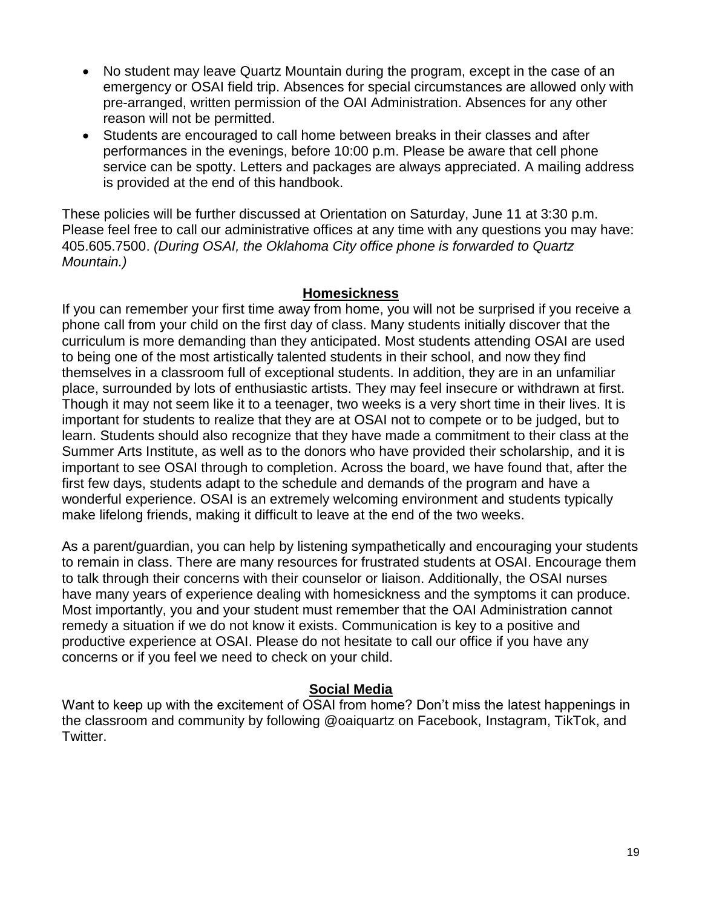- No student may leave Quartz Mountain during the program, except in the case of an emergency or OSAI field trip. Absences for special circumstances are allowed only with pre-arranged, written permission of the OAI Administration. Absences for any other reason will not be permitted.
- Students are encouraged to call home between breaks in their classes and after performances in the evenings, before 10:00 p.m. Please be aware that cell phone service can be spotty. Letters and packages are always appreciated. A mailing address is provided at the end of this handbook.

These policies will be further discussed at Orientation on Saturday, June 11 at 3:30 p.m. Please feel free to call our administrative offices at any time with any questions you may have: 405.605.7500. *(During OSAI, the Oklahoma City office phone is forwarded to Quartz Mountain.)*

## Homesickness

If you can remember your first time away from home, you will not be surprised if you receive a phone call from your child on the first day of class. Many students initially discover that the curriculum is more demanding than they anticipated. Most students attending OSAI are used to being one of the most artistically talented students in their school, and now they find themselves in a classroom full of exceptional students. In addition, they are in an unfamiliar place, surrounded by lots of enthusiastic artists. They may feel insecure or withdrawn at first. Though it may not seem like it to a teenager, two weeks is a very short time in their lives. It is important for students to realize that they are at OSAI not to compete or to be judged, but to learn. Students should also recognize that they have made a commitment to their class at the Summer Arts Institute, as well as to the donors who have provided their scholarship, and it is important to see OSAI through to completion. Across the board, we have found that, after the first few days, students adapt to the schedule and demands of the program and have a wonderful experience. OSAI is an extremely welcoming environment and students typically make lifelong friends, making it difficult to leave at the end of the two weeks.

As a parent/guardian, you can help by listening sympathetically and encouraging your students to remain in class. There are many resources for frustrated students at OSAI. Encourage them to talk through their concerns with their counselor or liaison. Additionally, the OSAI nurses have many years of experience dealing with homesickness and the symptoms it can produce. Most importantly, you and your student must remember that the OAI Administration cannot remedy a situation if we do not know it exists. Communication is key to a positive and productive experience at OSAI. Please do not hesitate to call our office if you have any concerns or if you feel we need to check on your child.

## Social Media

Want to keep up with the excitement of OSAI from home? Don't miss the latest happenings in the classroom and community by following @oaiquartz on Facebook, Instagram, TikTok, and Twitter.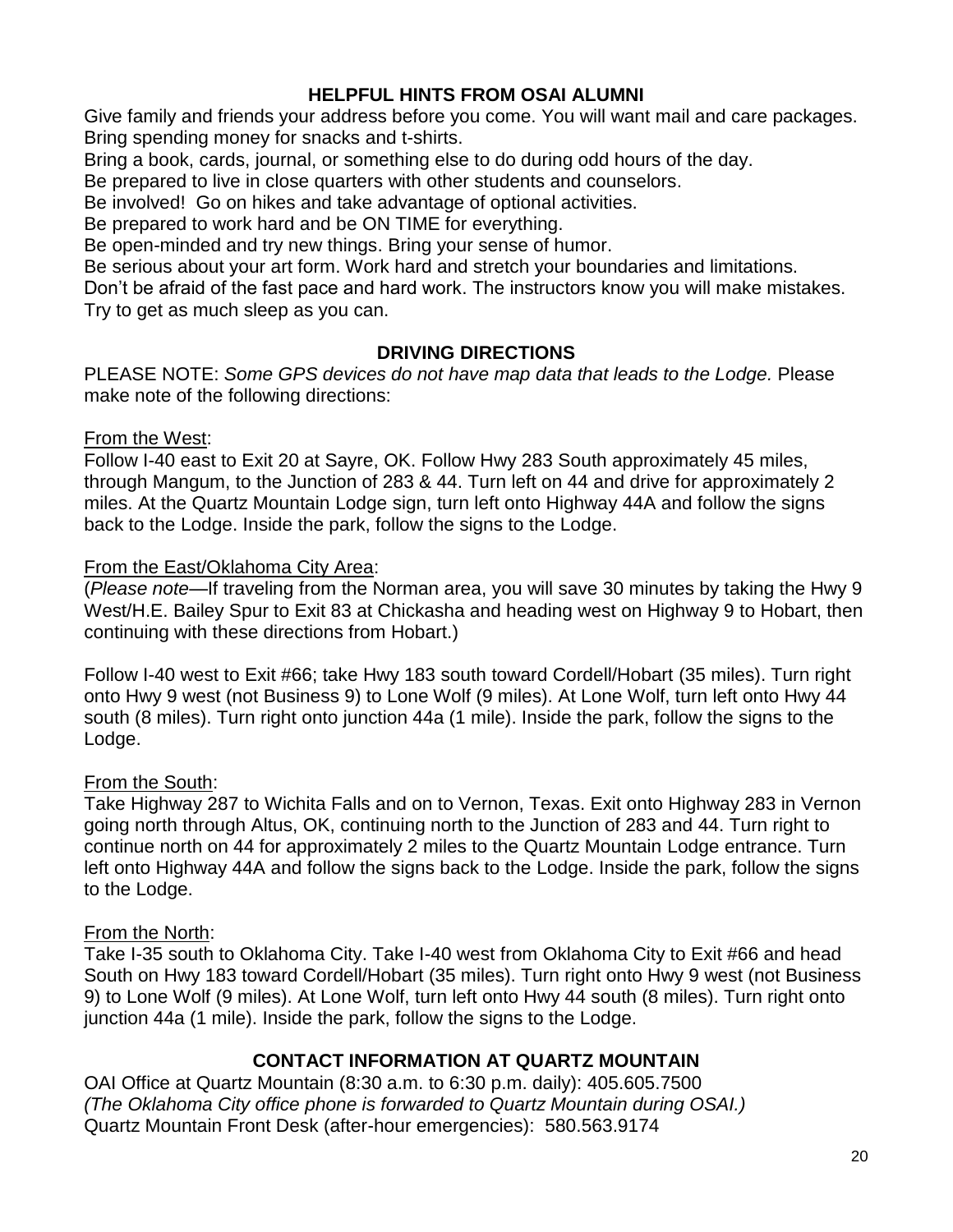## HELPFUL HINTS FROM OSAI ALUMNI

Give family and friends your address before you come. You will want mail and care packages.
Bring spending money for snacks and t-shirts.
Bring a book, cards, journal, or something else to do during odd hours of the day.
Be prepared to live in close quarters with other students and counselors.
Be involved! Go on hikes and take advantage of optional activities.
Be prepared to work hard and be ON TIME for everything.
Be open-minded and try new things. Bring your sense of humor.
Be serious about your art form. Work hard and stretch your boundaries and limitations.
Don't be afraid of the fast pace and hard work. The instructors know you will make mistakes.
Try to get as much sleep as you can.

## DRIVING DIRECTIONS

PLEASE NOTE: *Some GPS devices do not have map data that leads to the Lodge.* Please make note of the following directions:

From the West:
Follow I-40 east to Exit 20 at Sayre, OK. Follow Hwy 283 South approximately 45 miles, through Mangum, to the Junction of 283 & 44. Turn left on 44 and drive for approximately 2 miles. At the Quartz Mountain Lodge sign, turn left onto Highway 44A and follow the signs back to the Lodge. Inside the park, follow the signs to the Lodge.

From the East/Oklahoma City Area:
(*Please note*—If traveling from the Norman area, you will save 30 minutes by taking the Hwy 9 West/H.E. Bailey Spur to Exit 83 at Chickasha and heading west on Highway 9 to Hobart, then continuing with these directions from Hobart.)

Follow I-40 west to Exit #66; take Hwy 183 south toward Cordell/Hobart (35 miles). Turn right onto Hwy 9 west (not Business 9) to Lone Wolf (9 miles). At Lone Wolf, turn left onto Hwy 44 south (8 miles). Turn right onto junction 44a (1 mile). Inside the park, follow the signs to the Lodge.

From the South:
Take Highway 287 to Wichita Falls and on to Vernon, Texas. Exit onto Highway 283 in Vernon going north through Altus, OK, continuing north to the Junction of 283 and 44. Turn right to continue north on 44 for approximately 2 miles to the Quartz Mountain Lodge entrance. Turn left onto Highway 44A and follow the signs back to the Lodge. Inside the park, follow the signs to the Lodge.

From the North:
Take I-35 south to Oklahoma City. Take I-40 west from Oklahoma City to Exit #66 and head South on Hwy 183 toward Cordell/Hobart (35 miles). Turn right onto Hwy 9 west (not Business 9) to Lone Wolf (9 miles). At Lone Wolf, turn left onto Hwy 44 south (8 miles). Turn right onto junction 44a (1 mile). Inside the park, follow the signs to the Lodge.

## CONTACT INFORMATION AT QUARTZ MOUNTAIN

OAI Office at Quartz Mountain (8:30 a.m. to 6:30 p.m. daily): 405.605.7500
*(The Oklahoma City office phone is forwarded to Quartz Mountain during OSAI.)*
Quartz Mountain Front Desk (after-hour emergencies): 580.563.9174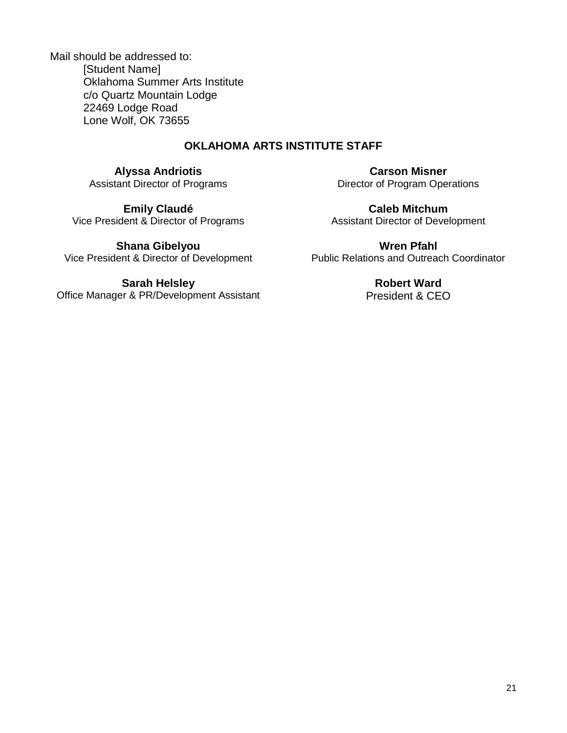Mail should be addressed to:

[Student Name]
Oklahoma Summer Arts Institute
c/o Quartz Mountain Lodge
22469 Lodge Road
Lone Wolf, OK 73655

## OKLAHOMA ARTS INSTITUTE STAFF

**Alyssa Andriotis**
Assistant Director of Programs

**Emily Claudé**
Vice President & Director of Programs

**Shana Gibelyou**
Vice President & Director of Development

**Sarah Helsley**
Office Manager & PR/Development Assistant

**Carson Misner**
Director of Program Operations

**Caleb Mitchum**
Assistant Director of Development

**Wren Pfahl**
Public Relations and Outreach Coordinator

**Robert Ward**
President & CEO